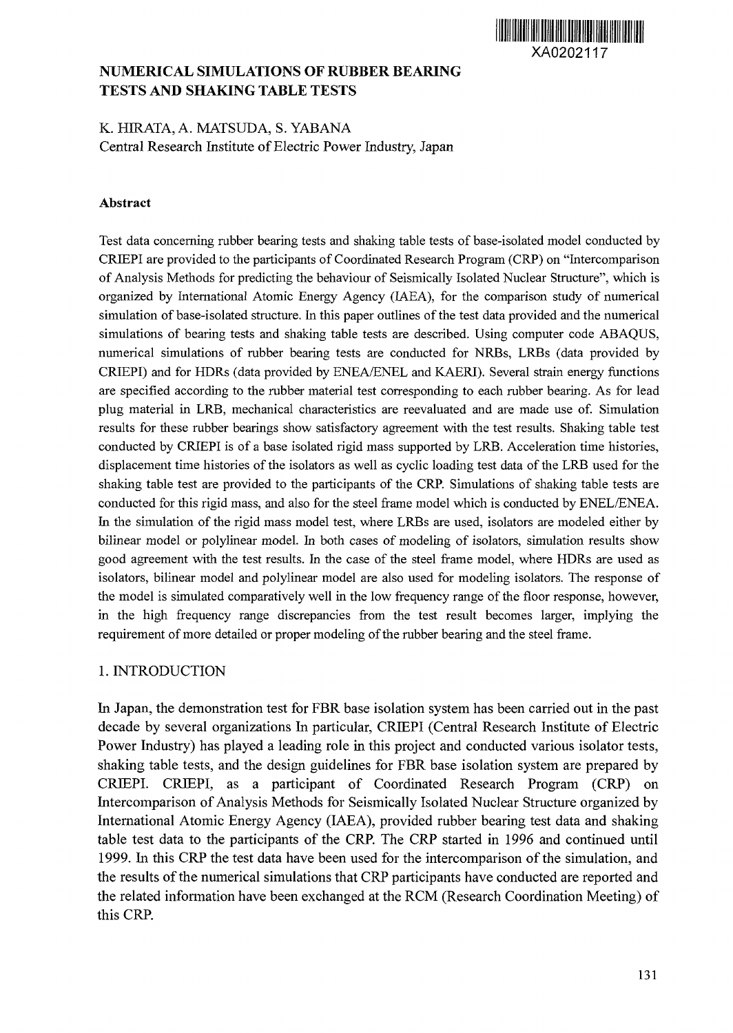XA0202117

# NUMERICAL SIMULATIONS OF RUBBER BEARING TESTS AND SHAKING TABLE TESTS

K. HIRATA, A. MATSUDA, S. YABANA
Central Research Institute of Electric Power Industry, Japan

**Abstract**

Test data concerning rubber bearing tests and shaking table tests of base-isolated model conducted by CRIEPI are provided to the participants of Coordinated Research Program (CRP) on "Intercomparison of Analysis Methods for predicting the behaviour of Seismically Isolated Nuclear Structure", which is organized by International Atomic Energy Agency (IAEA), for the comparison study of numerical simulation of base-isolated structure. In this paper outlines of the test data provided and the numerical simulations of bearing tests and shaking table tests are described. Using computer code ABAQUS, numerical simulations of rubber bearing tests are conducted for NRBs, LRBs (data provided by CRIEPI) and for HDRs (data provided by ENEA/ENEL and KAERI). Several strain energy functions are specified according to the rubber material test corresponding to each rubber bearing. As for lead plug material in LRB, mechanical characteristics are reevaluated and are made use of. Simulation results for these rubber bearings show satisfactory agreement with the test results. Shaking table test conducted by CRIEPI is of a base isolated rigid mass supported by LRB. Acceleration time histories, displacement time histories of the isolators as well as cyclic loading test data of the LRB used for the shaking table test are provided to the participants of the CRP. Simulations of shaking table tests are conducted for this rigid mass, and also for the steel frame model which is conducted by ENEL/ENEA. In the simulation of the rigid mass model test, where LRBs are used, isolators are modeled either by bilinear model or polylinear model. In both cases of modeling of isolators, simulation results show good agreement with the test results. In the case of the steel frame model, where HDRs are used as isolators, bilinear model and polylinear model are also used for modeling isolators. The response of the model is simulated comparatively well in the low frequency range of the floor response, however, in the high frequency range discrepancies from the test result becomes larger, implying the requirement of more detailed or proper modeling of the rubber bearing and the steel frame.

## 1. INTRODUCTION

In Japan, the demonstration test for FBR base isolation system has been carried out in the past decade by several organizations In particular, CRIEPI (Central Research Institute of Electric Power Industry) has played a leading role in this project and conducted various isolator tests, shaking table tests, and the design guidelines for FBR base isolation system are prepared by CRIEPI. CRIEPI, as a participant of Coordinated Research Program (CRP) on Intercomparison of Analysis Methods for Seismically Isolated Nuclear Structure organized by International Atomic Energy Agency (IAEA), provided rubber bearing test data and shaking table test data to the participants of the CRP. The CRP started in 1996 and continued until 1999. In this CRP the test data have been used for the intercomparison of the simulation, and the results of the numerical simulations that CRP participants have conducted are reported and the related information have been exchanged at the RCM (Research Coordination Meeting) of this CRP.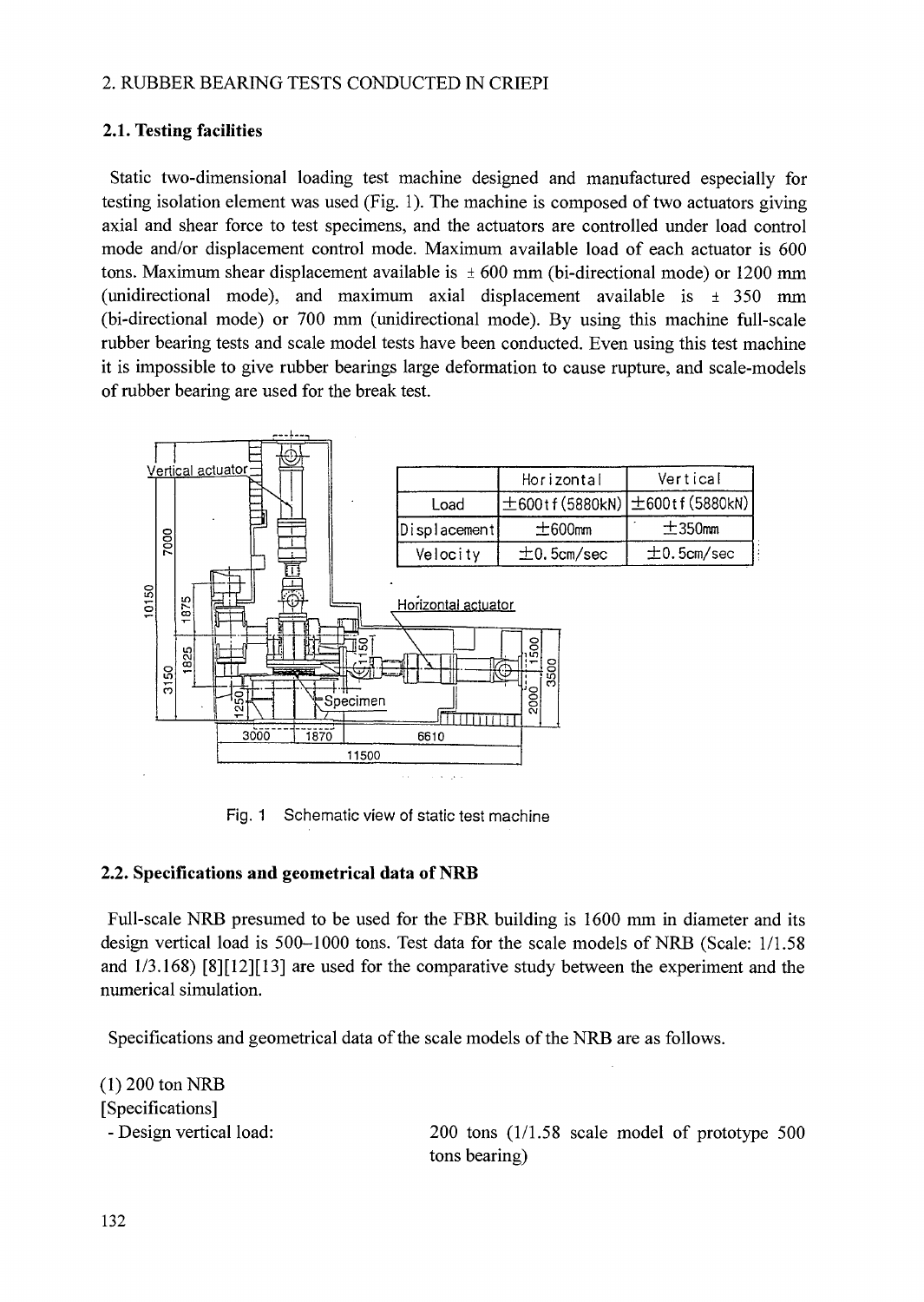## 2. RUBBER BEARING TESTS CONDUCTED IN CRIEPI

### 2.1. Testing facilities

Static two-dimensional loading test machine designed and manufactured especially for testing isolation element was used (Fig. 1). The machine is composed of two actuators giving axial and shear force to test specimens, and the actuators are controlled under load control mode and/or displacement control mode. Maximum available load of each actuator is 600 tons. Maximum shear displacement available is ± 600 mm (bi-directional mode) or 1200 mm (unidirectional mode), and maximum axial displacement available is ± 350 mm (bi-directional mode) or 700 mm (unidirectional mode). By using this machine full-scale rubber bearing tests and scale model tests have been conducted. Even using this test machine it is impossible to give rubber bearings large deformation to cause rupture, and scale-models of rubber bearing are used for the break test.

| | Horizontal | Vertical |
|---|---|---|
| Load | ±600tf (5880kN) | ±600tf (5880kN) |
| Displacement | ±600mm | ±350mm |
| Velocity | ±0.5cm/sec | ±0.5cm/sec |

Fig. 1 Schematic view of static test machine

### 2.2. Specifications and geometrical data of NRB

Full-scale NRB presumed to be used for the FBR building is 1600 mm in diameter and its design vertical load is 500–1000 tons. Test data for the scale models of NRB (Scale: 1/1.58 and 1/3.168) [8][12][13] are used for the comparative study between the experiment and the numerical simulation.

Specifications and geometrical data of the scale models of the NRB are as follows.

(1) 200 ton NRB

[Specifications]

- Design vertical load: 200 tons (1/1.58 scale model of prototype 500 tons bearing)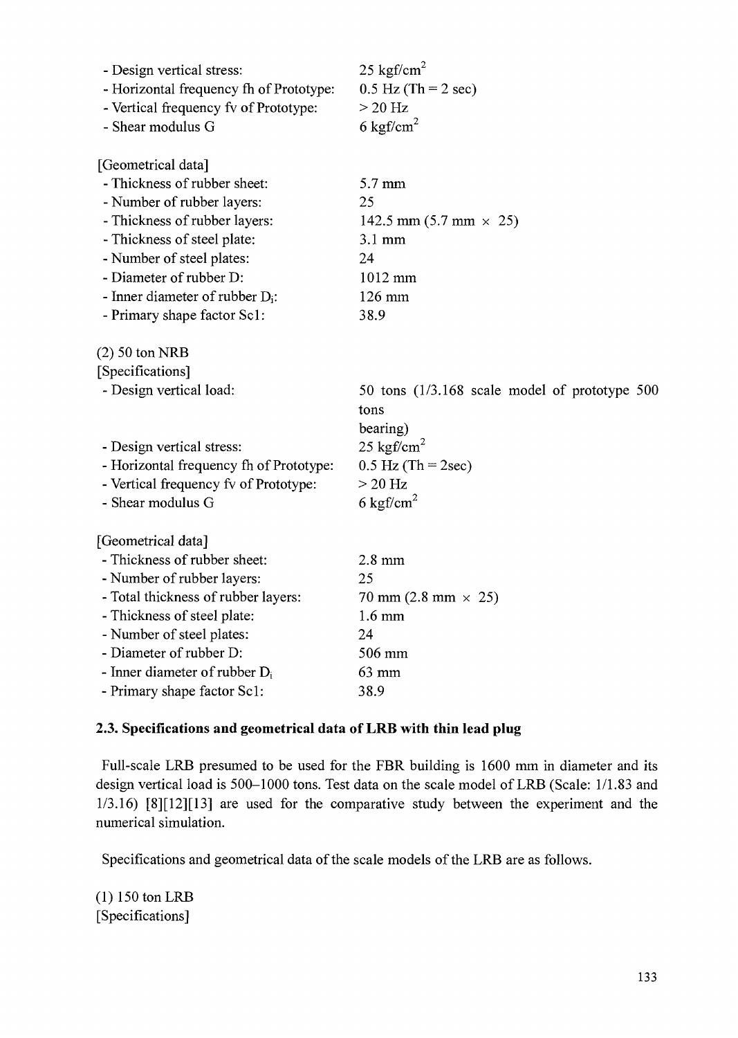- Design vertical stress: 25 kgf/cm$^2$
- Horizontal frequency fh of Prototype: 0.5 Hz (Th = 2 sec)
- Vertical frequency fv of Prototype: > 20 Hz
- Shear modulus G 6 kgf/cm$^2$

[Geometrical data]

- Thickness of rubber sheet: 5.7 mm
- Number of rubber layers: 25
- Thickness of rubber layers: 142.5 mm (5.7 mm × 25)
- Thickness of steel plate: 3.1 mm
- Number of steel plates: 24
- Diameter of rubber D: 1012 mm
- Inner diameter of rubber $D_i$: 126 mm
- Primary shape factor Sc1: 38.9

(2) 50 ton NRB

[Specifications]

- Design vertical load: 50 tons (1/3.168 scale model of prototype 500 tons bearing)
- Design vertical stress: 25 kgf/cm$^2$
- Horizontal frequency fh of Prototype: 0.5 Hz (Th = 2sec)
- Vertical frequency fv of Prototype: > 20 Hz
- Shear modulus G 6 kgf/cm$^2$

[Geometrical data]

- Thickness of rubber sheet: 2.8 mm
- Number of rubber layers: 25
- Total thickness of rubber layers: 70 mm (2.8 mm × 25)
- Thickness of steel plate: 1.6 mm
- Number of steel plates: 24
- Diameter of rubber D: 506 mm
- Inner diameter of rubber $D_i$ 63 mm
- Primary shape factor Sc1: 38.9

**2.3. Specifications and geometrical data of LRB with thin lead plug**

Full-scale LRB presumed to be used for the FBR building is 1600 mm in diameter and its design vertical load is 500–1000 tons. Test data on the scale model of LRB (Scale: 1/1.83 and 1/3.16) [8][12][13] are used for the comparative study between the experiment and the numerical simulation.

Specifications and geometrical data of the scale models of the LRB are as follows.

(1) 150 ton LRB

[Specifications]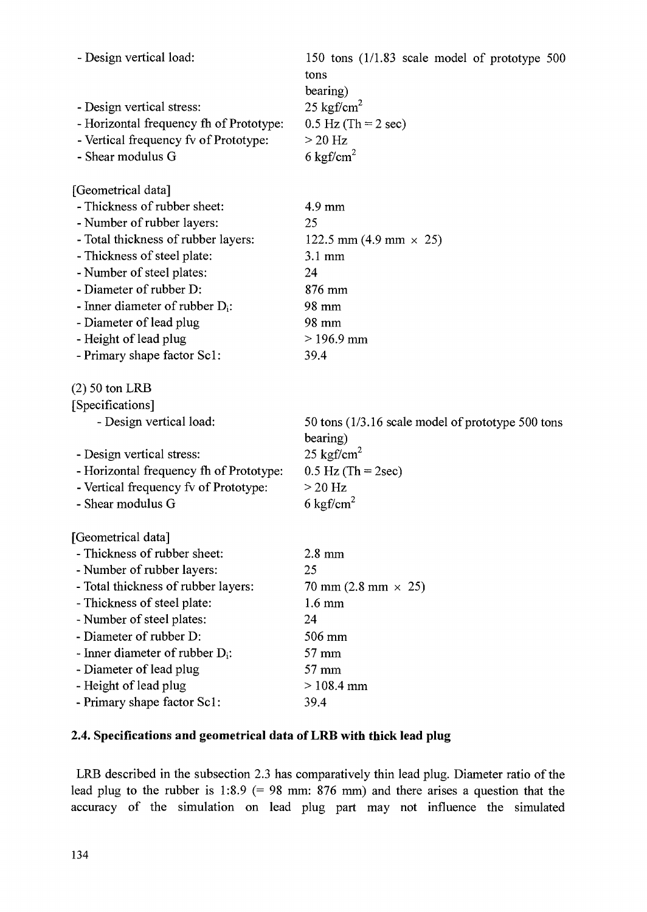- Design vertical load: 150 tons (1/1.83 scale model of prototype 500 tons bearing)
- Design vertical stress: 25 kgf/cm$^2$
- Horizontal frequency fh of Prototype: 0.5 Hz (Th = 2 sec)
- Vertical frequency fv of Prototype: > 20 Hz
- Shear modulus G 6 kgf/cm$^2$

[Geometrical data]

- Thickness of rubber sheet: 4.9 mm
- Number of rubber layers: 25
- Total thickness of rubber layers: 122.5 mm (4.9 mm × 25)
- Thickness of steel plate: 3.1 mm
- Number of steel plates: 24
- Diameter of rubber D: 876 mm
- Inner diameter of rubber $D_i$: 98 mm
- Diameter of lead plug 98 mm
- Height of lead plug > 196.9 mm
- Primary shape factor Sc1: 39.4

(2) 50 ton LRB

[Specifications]

- Design vertical load: 50 tons (1/3.16 scale model of prototype 500 tons bearing)
- Design vertical stress: 25 kgf/cm$^2$
- Horizontal frequency fh of Prototype: 0.5 Hz (Th = 2sec)
- Vertical frequency fv of Prototype: > 20 Hz
- Shear modulus G 6 kgf/cm$^2$

[Geometrical data]

- Thickness of rubber sheet: 2.8 mm
- Number of rubber layers: 25
- Total thickness of rubber layers: 70 mm (2.8 mm × 25)
- Thickness of steel plate: 1.6 mm
- Number of steel plates: 24
- Diameter of rubber D: 506 mm
- Inner diameter of rubber $D_i$: 57 mm
- Diameter of lead plug 57 mm
- Height of lead plug > 108.4 mm
- Primary shape factor Sc1: 39.4

### 2.4. Specifications and geometrical data of LRB with thick lead plug

LRB described in the subsection 2.3 has comparatively thin lead plug. Diameter ratio of the lead plug to the rubber is 1:8.9 (= 98 mm: 876 mm) and there arises a question that the accuracy of the simulation on lead plug part may not influence the simulated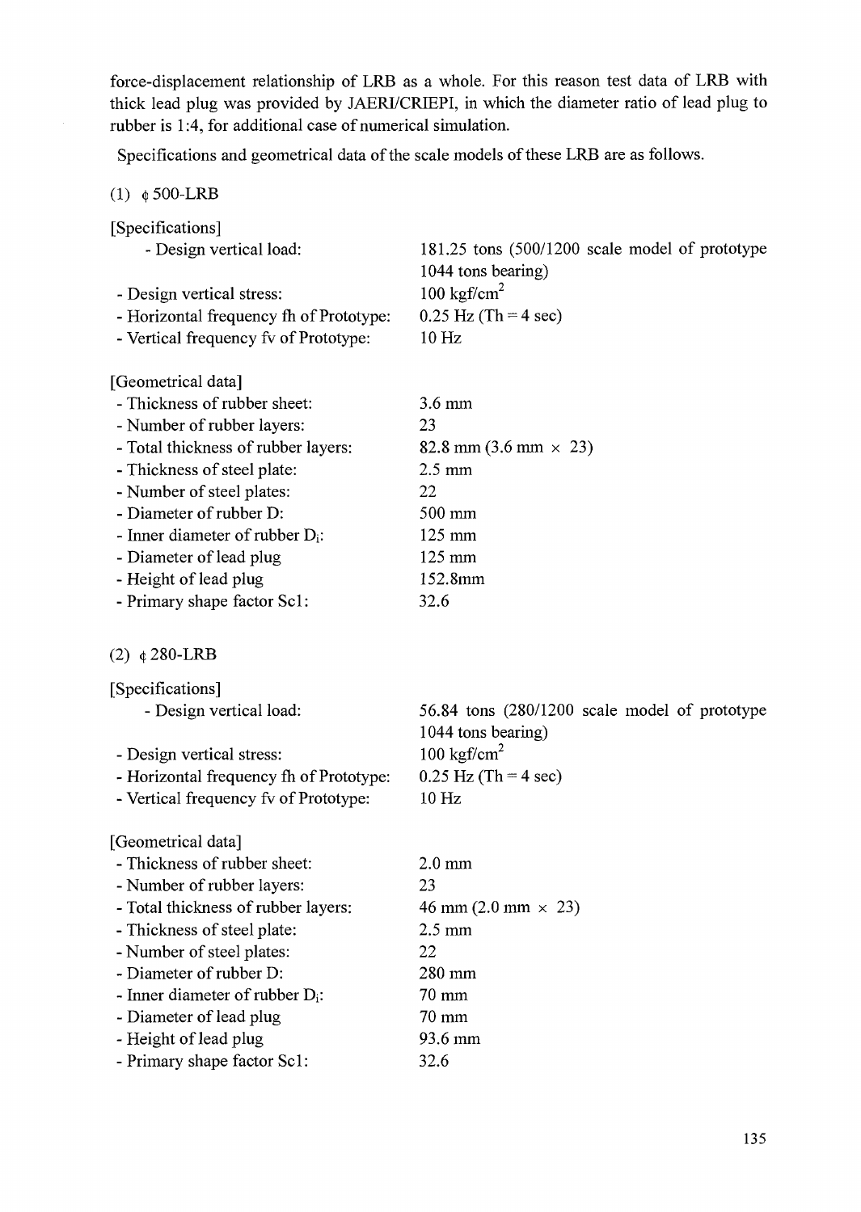force-displacement relationship of LRB as a whole. For this reason test data of LRB with thick lead plug was provided by JAERI/CRIEPI, in which the diameter ratio of lead plug to rubber is 1:4, for additional case of numerical simulation.

Specifications and geometrical data of the scale models of these LRB are as follows.

(1) ϕ 500-LRB

[Specifications]

| | |
|---|---|
| - Design vertical load: | 181.25 tons (500/1200 scale model of prototype 1044 tons bearing) |
| - Design vertical stress: | 100 $kgf/cm^2$ |
| - Horizontal frequency fh of Prototype: | 0.25 Hz (Th = 4 sec) |
| - Vertical frequency fv of Prototype: | 10 Hz |

[Geometrical data]

| | |
|---|---|
| - Thickness of rubber sheet: | 3.6 mm |
| - Number of rubber layers: | 23 |
| - Total thickness of rubber layers: | 82.8 mm (3.6 mm × 23) |
| - Thickness of steel plate: | 2.5 mm |
| - Number of steel plates: | 22 |
| - Diameter of rubber D: | 500 mm |
| - Inner diameter of rubber $D_i$: | 125 mm |
| - Diameter of lead plug | 125 mm |
| - Height of lead plug | 152.8mm |
| - Primary shape factor Scl: | 32.6 |

(2) ϕ 280-LRB

[Specifications]

| | |
|---|---|
| - Design vertical load: | 56.84 tons (280/1200 scale model of prototype 1044 tons bearing) |
| - Design vertical stress: | 100 $kgf/cm^2$ |
| - Horizontal frequency fh of Prototype: | 0.25 Hz (Th = 4 sec) |
| - Vertical frequency fv of Prototype: | 10 Hz |

[Geometrical data]

| | |
|---|---|
| - Thickness of rubber sheet: | 2.0 mm |
| - Number of rubber layers: | 23 |
| - Total thickness of rubber layers: | 46 mm (2.0 mm × 23) |
| - Thickness of steel plate: | 2.5 mm |
| - Number of steel plates: | 22 |
| - Diameter of rubber D: | 280 mm |
| - Inner diameter of rubber $D_i$: | 70 mm |
| - Diameter of lead plug | 70 mm |
| - Height of lead plug | 93.6 mm |
| - Primary shape factor Scl: | 32.6 |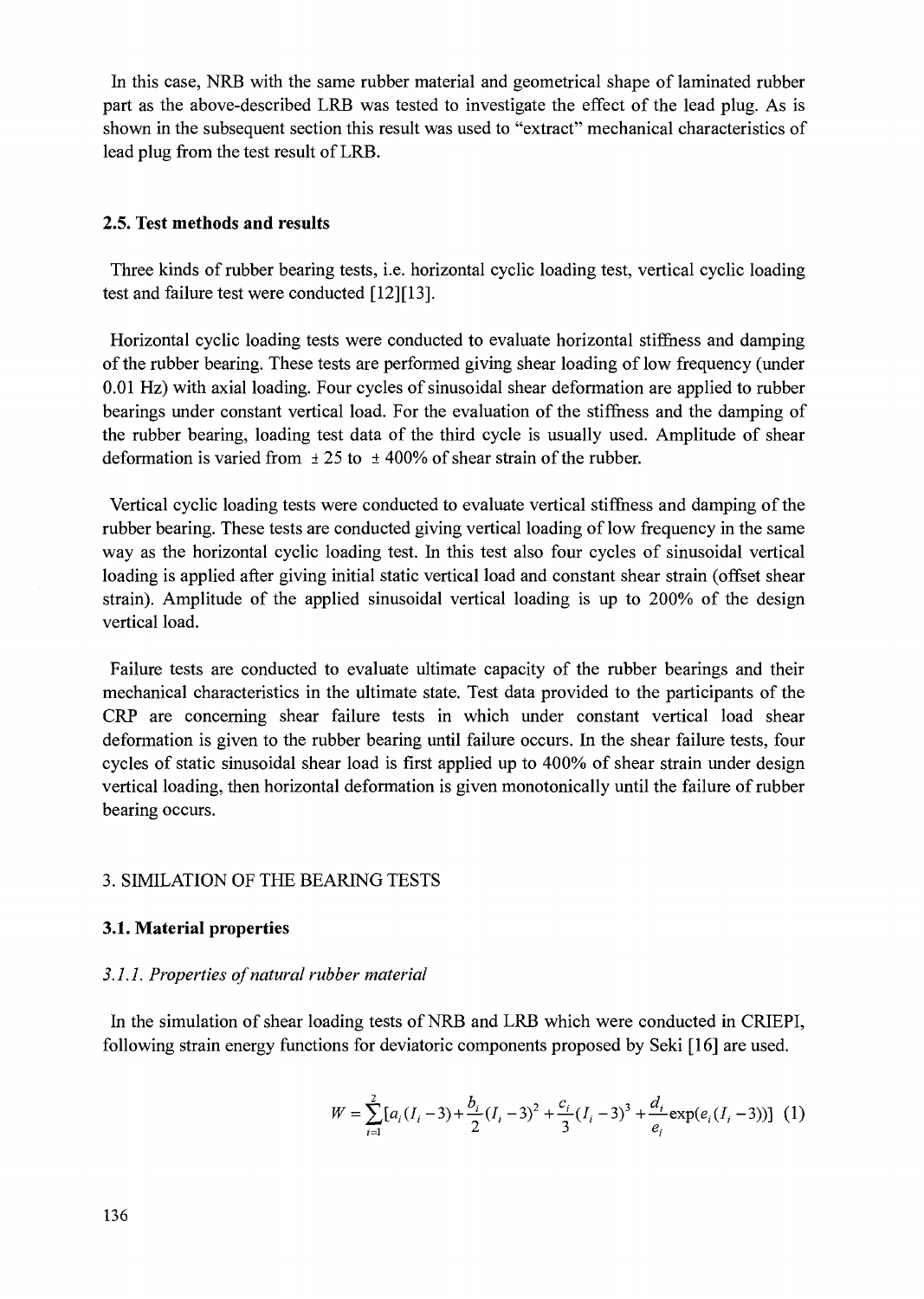In this case, NRB with the same rubber material and geometrical shape of laminated rubber part as the above-described LRB was tested to investigate the effect of the lead plug. As is shown in the subsequent section this result was used to "extract" mechanical characteristics of lead plug from the test result of LRB.

### 2.5. Test methods and results

Three kinds of rubber bearing tests, i.e. horizontal cyclic loading test, vertical cyclic loading test and failure test were conducted [12][13].

Horizontal cyclic loading tests were conducted to evaluate horizontal stiffness and damping of the rubber bearing. These tests are performed giving shear loading of low frequency (under 0.01 Hz) with axial loading. Four cycles of sinusoidal shear deformation are applied to rubber bearings under constant vertical load. For the evaluation of the stiffness and the damping of the rubber bearing, loading test data of the third cycle is usually used. Amplitude of shear deformation is varied from $\pm 25$ to $\pm 400\%$ of shear strain of the rubber.

Vertical cyclic loading tests were conducted to evaluate vertical stiffness and damping of the rubber bearing. These tests are conducted giving vertical loading of low frequency in the same way as the horizontal cyclic loading test. In this test also four cycles of sinusoidal vertical loading is applied after giving initial static vertical load and constant shear strain (offset shear strain). Amplitude of the applied sinusoidal vertical loading is up to 200% of the design vertical load.

Failure tests are conducted to evaluate ultimate capacity of the rubber bearings and their mechanical characteristics in the ultimate state. Test data provided to the participants of the CRP are concerning shear failure tests in which under constant vertical load shear deformation is given to the rubber bearing until failure occurs. In the shear failure tests, four cycles of static sinusoidal shear load is first applied up to 400% of shear strain under design vertical loading, then horizontal deformation is given monotonically until the failure of rubber bearing occurs.

## 3. SIMILATION OF THE BEARING TESTS

### 3.1. Material properties

#### *3.1.1. Properties of natural rubber material*

In the simulation of shear loading tests of NRB and LRB which were conducted in CRIEPI, following strain energy functions for deviatoric components proposed by Seki [16] are used.

$$W = \sum_{i=1}^{2}[a_i(I_i - 3) + \frac{b_i}{2}(I_i - 3)^2 + \frac{c_i}{3}(I_i - 3)^3 + \frac{d_i}{e_i}\exp(e_i(I_i - 3))] \quad (1)$$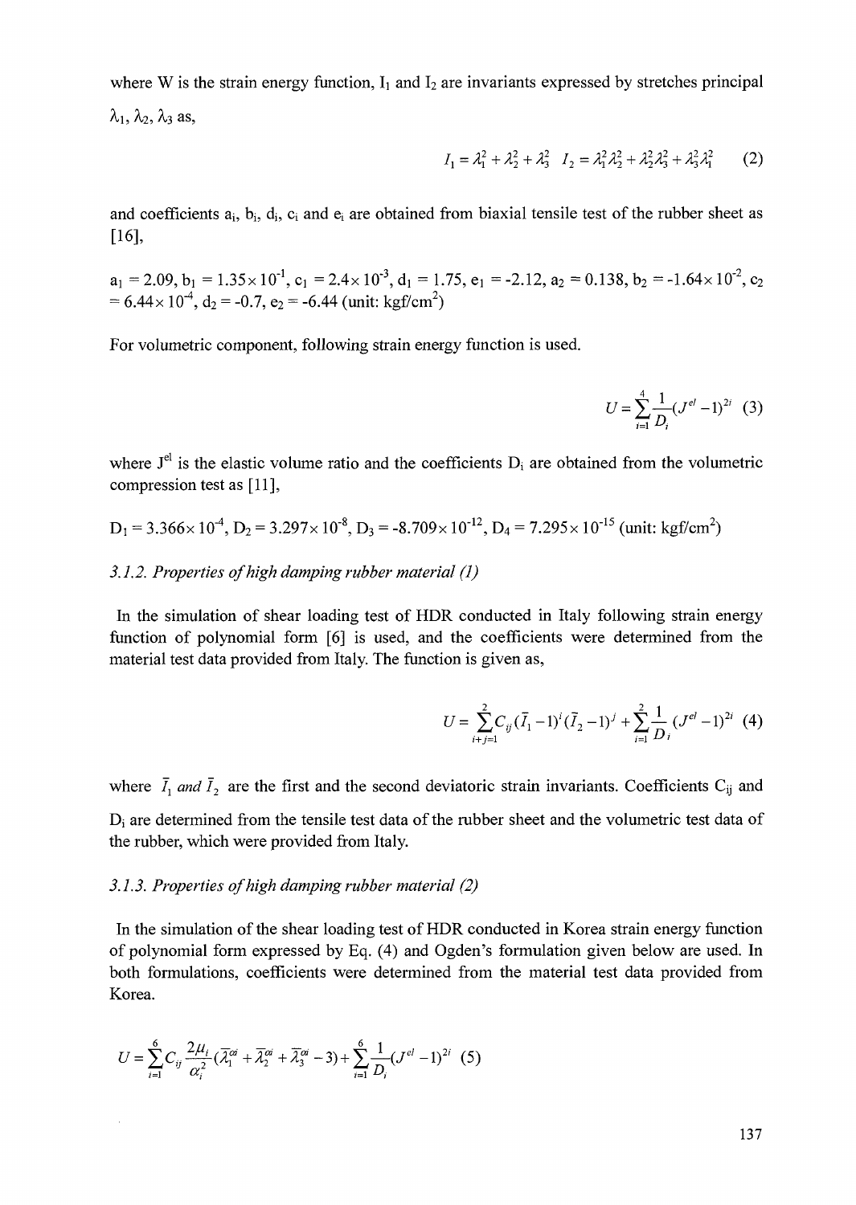where W is the strain energy function, $I_1$ and $I_2$ are invariants expressed by stretches principal $\lambda_1$, $\lambda_2$, $\lambda_3$ as,

$$I_1 = \lambda_1^2 + \lambda_2^2 + \lambda_3^2 \quad I_2 = \lambda_1^2\lambda_2^2 + \lambda_2^2\lambda_3^2 + \lambda_3^2\lambda_1^2 \tag{2}$$

and coefficients $a_i$, $b_i$, $d_i$, $c_i$ and $e_i$ are obtained from biaxial tensile test of the rubber sheet as [16],

$a_1 = 2.09$, $b_1 = 1.35\times 10^{-1}$, $c_1 = 2.4\times 10^{-3}$, $d_1 = 1.75$, $e_1 = -2.12$, $a_2 = 0.138$, $b_2 = -1.64\times 10^{-2}$, $c_2 = 6.44\times 10^{-4}$, $d_2 = -0.7$, $e_2 = -6.44$ (unit: kgf/cm$^2$)

For volumetric component, following strain energy function is used.

$$U = \sum_{i=1}^{4} \frac{1}{D_i}(J^{el} - 1)^{2i} \tag{3}$$

where $J^{el}$ is the elastic volume ratio and the coefficients $D_i$ are obtained from the volumetric compression test as [11],

$D_1 = 3.366\times 10^{-4}$, $D_2 = 3.297\times 10^{-8}$, $D_3 = -8.709\times 10^{-12}$, $D_4 = 7.295\times 10^{-15}$ (unit: kgf/cm$^2$)

### *3.1.2. Properties of high damping rubber material (1)*

In the simulation of shear loading test of HDR conducted in Italy following strain energy function of polynomial form [6] is used, and the coefficients were determined from the material test data provided from Italy. The function is given as,

$$U = \sum_{i+j=1}^{2} C_{ij}(\bar{I}_1 - 1)^i(\bar{I}_2 - 1)^j + \sum_{i=1}^{2} \frac{1}{D_i}(J^{el} - 1)^{2i} \tag{4}$$

where $\bar{I}_1$ *and* $\bar{I}_2$ are the first and the second deviatoric strain invariants. Coefficients $C_{ij}$ and $D_i$ are determined from the tensile test data of the rubber sheet and the volumetric test data of the rubber, which were provided from Italy.

### *3.1.3. Properties of high damping rubber material (2)*

In the simulation of the shear loading test of HDR conducted in Korea strain energy function of polynomial form expressed by Eq. (4) and Ogden's formulation given below are used. In both formulations, coefficients were determined from the material test data provided from Korea.

$$U = \sum_{i=1}^{6} C_{ij}\frac{2\mu_i}{\alpha_i^2}(\bar{\lambda}_1^{\alpha i} + \bar{\lambda}_2^{\alpha i} + \bar{\lambda}_3^{\alpha i} - 3) + \sum_{i=1}^{6} \frac{1}{D_i}(J^{el} - 1)^{2i} \tag{5}$$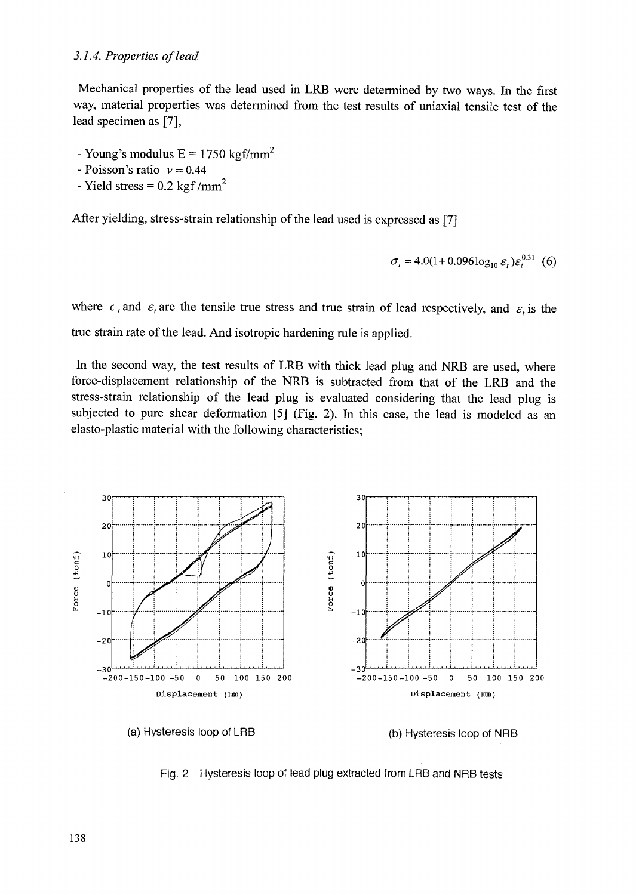### 3.1.4. Properties of lead

Mechanical properties of the lead used in LRB were determined by two ways. In the first way, material properties was determined from the test results of uniaxial tensile test of the lead specimen as [7],

- Young's modulus E = 1750 $\text{kgf/mm}^2$
- Poisson's ratio $\nu = 0.44$
- Yield stress = 0.2 $\text{kgf/mm}^2$

After yielding, stress-strain relationship of the lead used is expressed as [7]

$$\sigma_t = 4.0(1 + 0.096\log_{10}\dot{\varepsilon}_t)\varepsilon_t^{0.31} \quad (6)$$

where $\sigma_t$ and $\varepsilon_t$ are the tensile true stress and true strain of lead respectively, and $\dot{\varepsilon}_t$ is the true strain rate of the lead. And isotropic hardening rule is applied.

In the second way, the test results of LRB with thick lead plug and NRB are used, where force-displacement relationship of the NRB is subtracted from that of the LRB and the stress-strain relationship of the lead plug is evaluated considering that the lead plug is subjected to pure shear deformation [5] (Fig. 2). In this case, the lead is modeled as an elasto-plastic material with the following characteristics;

(a) Hysteresis loop of LRB

(b) Hysteresis loop of NRB

Fig. 2 Hysteresis loop of lead plug extracted from LRB and NRB tests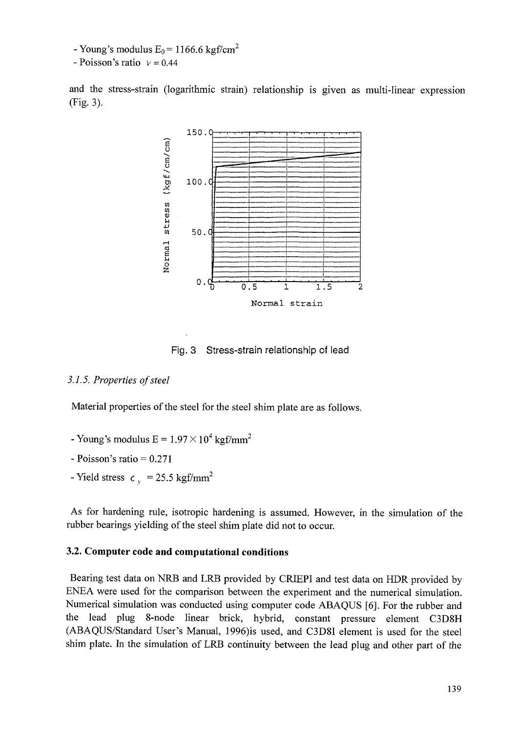- Young's modulus $E_0 = 1166.6$ kgf/cm$^2$
- Poisson's ratio $\nu = 0.44$

and the stress-strain (logarithmic strain) relationship is given as multi-linear expression (Fig. 3).

Fig. 3 Stress-strain relationship of lead

*3.1.5. Properties of steel*

Material properties of the steel for the steel shim plate are as follows.

- Young's modulus $E = 1.97 \times 10^4$ kgf/mm$^2$
- Poisson's ratio = 0.271
- Yield stress $\sigma_y = 25.5$ kgf/mm$^2$

As for hardening rule, isotropic hardening is assumed. However, in the simulation of the rubber bearings yielding of the steel shim plate did not to occur.

### 3.2. Computer code and computational conditions

Bearing test data on NRB and LRB provided by CRIEPI and test data on HDR provided by ENEA were used for the comparison between the experiment and the numerical simulation. Numerical simulation was conducted using computer code ABAQUS [6]. For the rubber and the lead plug 8-node linear brick, hybrid, constant pressure element C3D8H (ABAQUS/Standard User's Manual, 1996)is used, and C3D8I element is used for the steel shim plate. In the simulation of LRB continuity between the lead plug and other part of the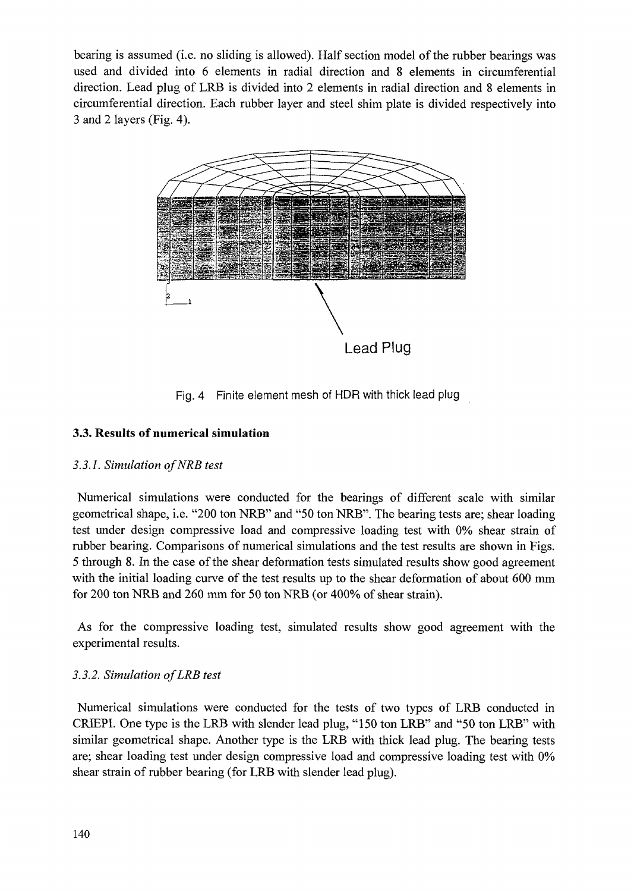bearing is assumed (i.e. no sliding is allowed). Half section model of the rubber bearings was used and divided into 6 elements in radial direction and 8 elements in circumferential direction. Lead plug of LRB is divided into 2 elements in radial direction and 8 elements in circumferential direction. Each rubber layer and steel shim plate is divided respectively into 3 and 2 layers (Fig. 4).

Fig. 4 Finite element mesh of HDR with thick lead plug

### 3.3. Results of numerical simulation

#### *3.3.1. Simulation of NRB test*

Numerical simulations were conducted for the bearings of different scale with similar geometrical shape, i.e. "200 ton NRB" and "50 ton NRB". The bearing tests are; shear loading test under design compressive load and compressive loading test with 0% shear strain of rubber bearing. Comparisons of numerical simulations and the test results are shown in Figs. 5 through 8. In the case of the shear deformation tests simulated results show good agreement with the initial loading curve of the test results up to the shear deformation of about 600 mm for 200 ton NRB and 260 mm for 50 ton NRB (or 400% of shear strain).

As for the compressive loading test, simulated results show good agreement with the experimental results.

#### *3.3.2. Simulation of LRB test*

Numerical simulations were conducted for the tests of two types of LRB conducted in CRIEPI. One type is the LRB with slender lead plug, "150 ton LRB" and "50 ton LRB" with similar geometrical shape. Another type is the LRB with thick lead plug. The bearing tests are; shear loading test under design compressive load and compressive loading test with 0% shear strain of rubber bearing (for LRB with slender lead plug).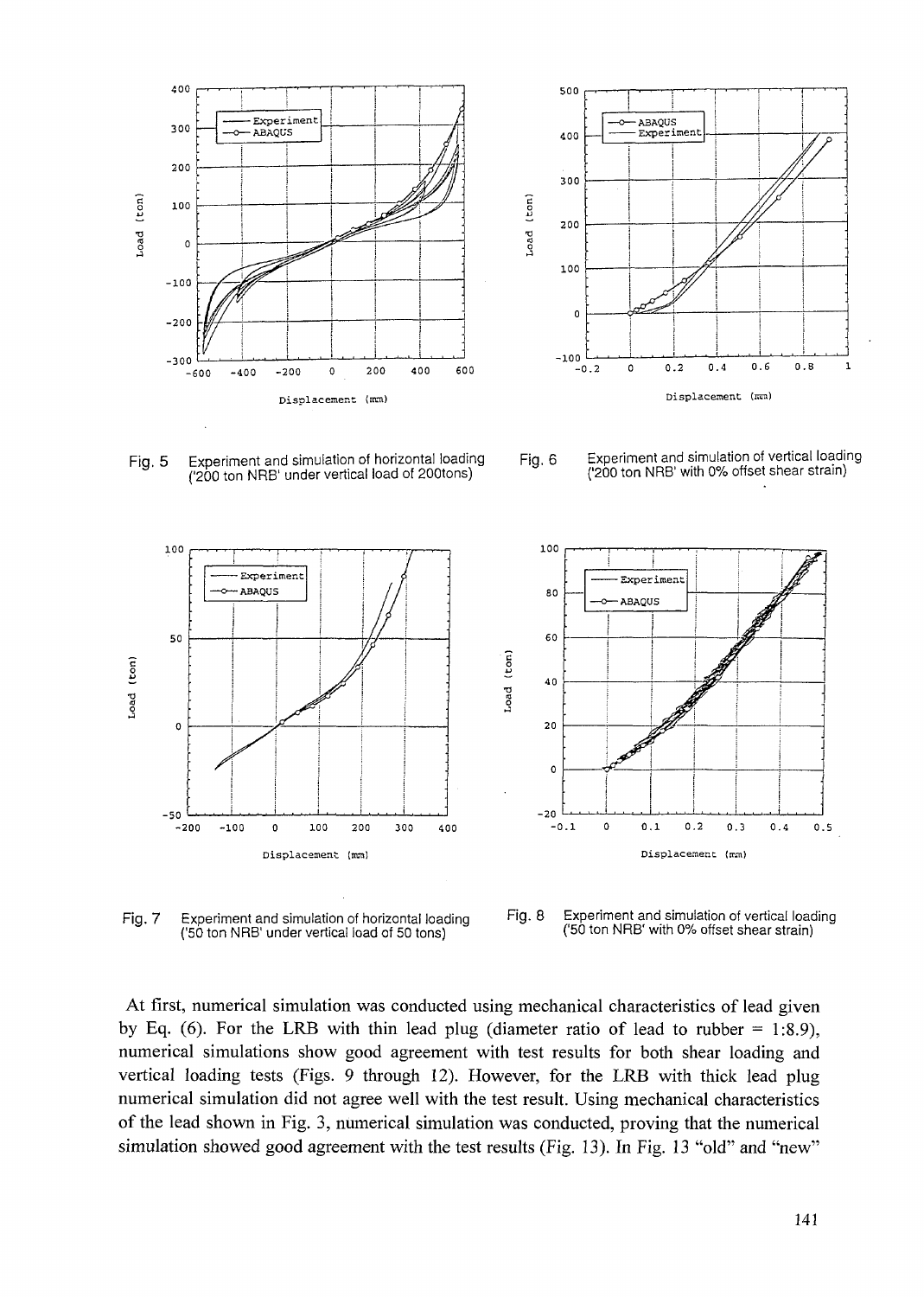Fig. 5 Experiment and simulation of horizontal loading ('200 ton NRB' under vertical load of 200tons)

Fig. 6 Experiment and simulation of vertical loading ('200 ton NRB' with 0% offset shear strain)

Fig. 7 Experiment and simulation of horizontal loading ('50 ton NRB' under vertical load of 50 tons)

Fig. 8 Experiment and simulation of vertical loading ('50 ton NRB' with 0% offset shear strain)

At first, numerical simulation was conducted using mechanical characteristics of lead given by Eq. (6). For the LRB with thin lead plug (diameter ratio of lead to rubber = 1:8.9), numerical simulations show good agreement with test results for both shear loading and vertical loading tests (Figs. 9 through 12). However, for the LRB with thick lead plug numerical simulation did not agree well with the test result. Using mechanical characteristics of the lead shown in Fig. 3, numerical simulation was conducted, proving that the numerical simulation showed good agreement with the test results (Fig. 13). In Fig. 13 "old" and "new"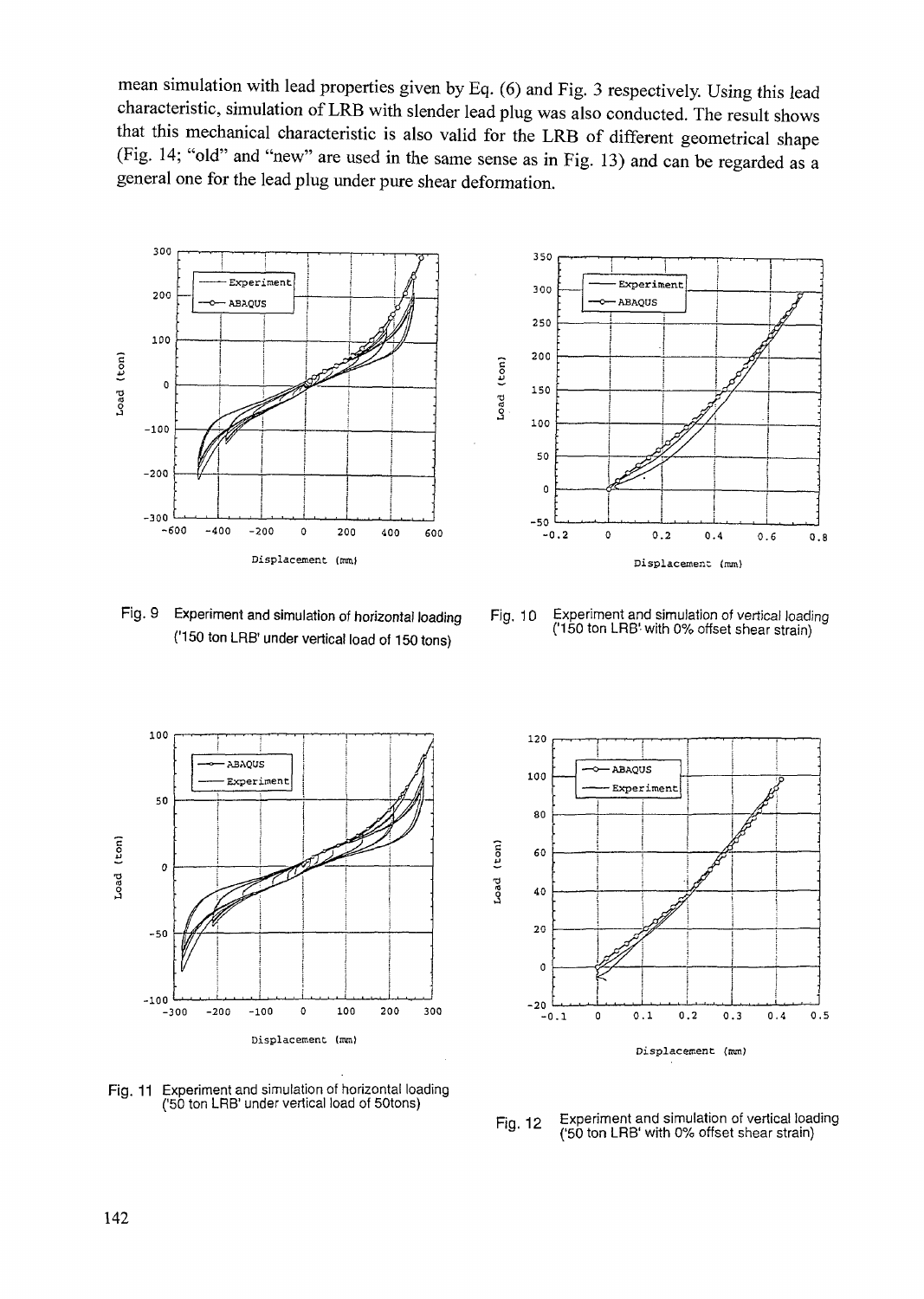mean simulation with lead properties given by Eq. (6) and Fig. 3 respectively. Using this lead characteristic, simulation of LRB with slender lead plug was also conducted. The result shows that this mechanical characteristic is also valid for the LRB of different geometrical shape (Fig. 14; "old" and "new" are used in the same sense as in Fig. 13) and can be regarded as a general one for the lead plug under pure shear deformation.

Fig. 9 Experiment and simulation of horizontal loading ('150 ton LRB' under vertical load of 150 tons)

Fig. 10 Experiment and simulation of vertical loading ('150 ton LRB' with 0% offset shear strain)

Fig. 11 Experiment and simulation of horizontal loading ('50 ton LRB' under vertical load of 50tons)

Fig. 12 Experiment and simulation of vertical loading ('50 ton LRB' with 0% offset shear strain)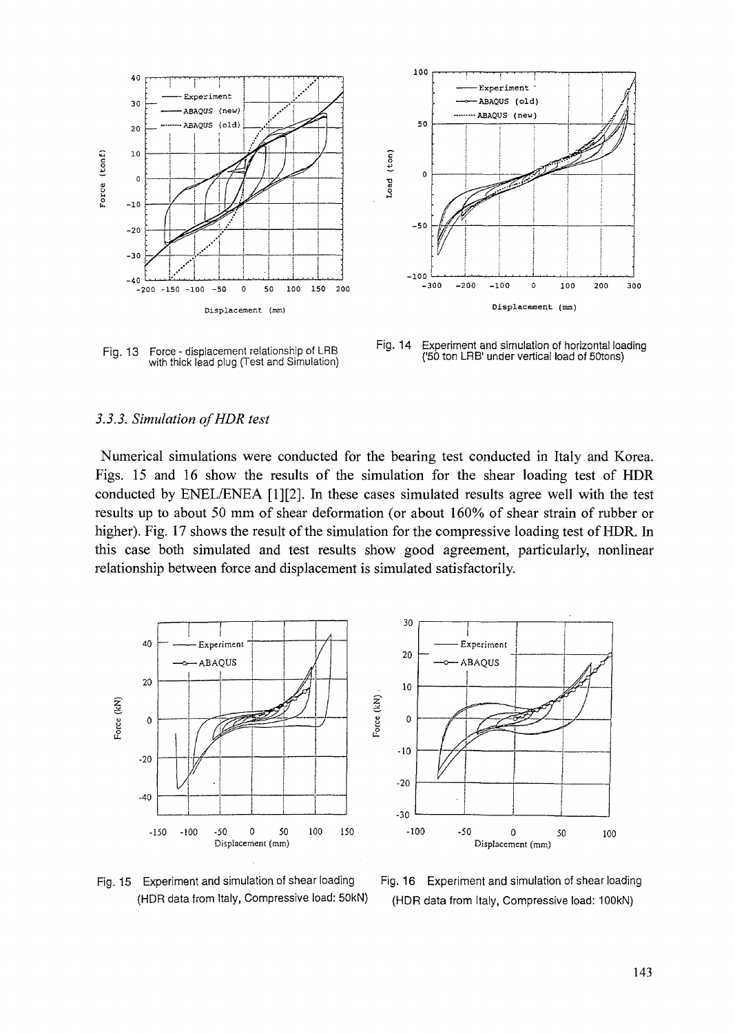Fig. 13 Force - displacement relationship of LRB with thick lead plug (Test and Simulation)

Fig. 14 Experiment and simulation of horizontal loading ('50 ton LRB' under vertical load of 50tons)

### 3.3.3. Simulation of HDR test

Numerical simulations were conducted for the bearing test conducted in Italy and Korea. Figs. 15 and 16 show the results of the simulation for the shear loading test of HDR conducted by ENEL/ENEA [1][2]. In these cases simulated results agree well with the test results up to about 50 mm of shear deformation (or about 160% of shear strain of rubber or higher). Fig. 17 shows the result of the simulation for the compressive loading test of HDR. In this case both simulated and test results show good agreement, particularly, nonlinear relationship between force and displacement is simulated satisfactorily.

Fig. 15 Experiment and simulation of shear loading (HDR data from Italy, Compressive load: 50kN)

Fig. 16 Experiment and simulation of shear loading (HDR data from Italy, Compressive load: 100kN)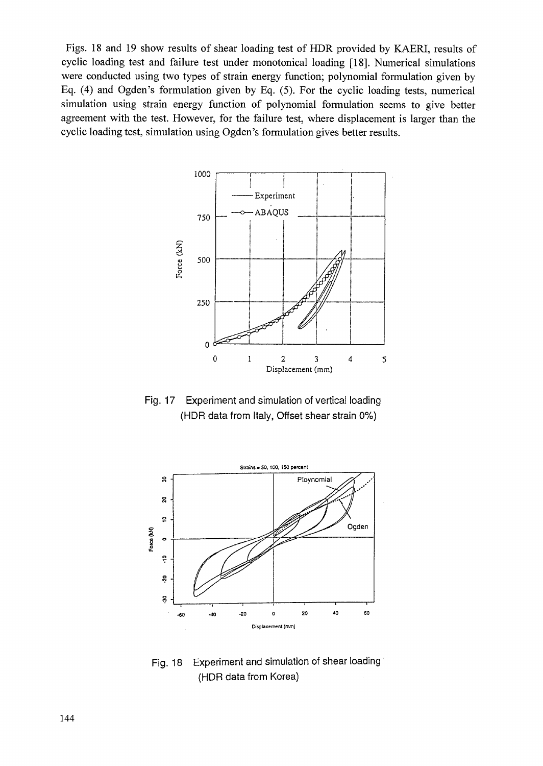Figs. 18 and 19 show results of shear loading test of HDR provided by KAERI, results of cyclic loading test and failure test under monotonical loading [18]. Numerical simulations were conducted using two types of strain energy function; polynomial formulation given by Eq. (4) and Ogden's formulation given by Eq. (5). For the cyclic loading tests, numerical simulation using strain energy function of polynomial formulation seems to give better agreement with the test. However, for the failure test, where displacement is larger than the cyclic loading test, simulation using Ogden's formulation gives better results.

Fig. 17 Experiment and simulation of vertical loading (HDR data from Italy, Offset shear strain 0%)

Fig. 18 Experiment and simulation of shear loading (HDR data from Korea)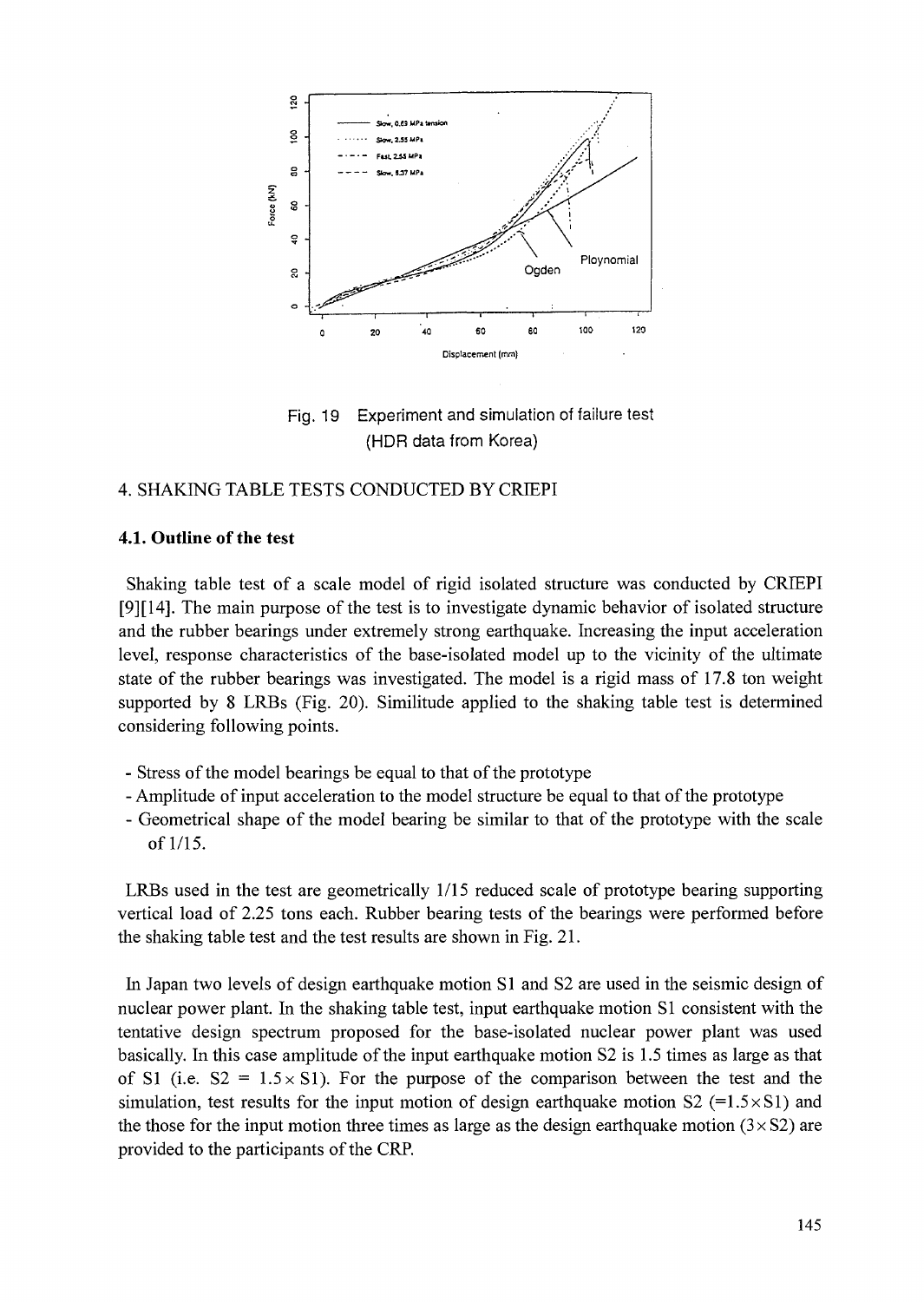Fig. 19 Experiment and simulation of failure test (HDR data from Korea)

## 4. SHAKING TABLE TESTS CONDUCTED BY CRIEPI

### 4.1. Outline of the test

Shaking table test of a scale model of rigid isolated structure was conducted by CRIEPI [9][14]. The main purpose of the test is to investigate dynamic behavior of isolated structure and the rubber bearings under extremely strong earthquake. Increasing the input acceleration level, response characteristics of the base-isolated model up to the vicinity of the ultimate state of the rubber bearings was investigated. The model is a rigid mass of 17.8 ton weight supported by 8 LRBs (Fig. 20). Similitude applied to the shaking table test is determined considering following points.

- Stress of the model bearings be equal to that of the prototype
- Amplitude of input acceleration to the model structure be equal to that of the prototype
- Geometrical shape of the model bearing be similar to that of the prototype with the scale of 1/15.

LRBs used in the test are geometrically 1/15 reduced scale of prototype bearing supporting vertical load of 2.25 tons each. Rubber bearing tests of the bearings were performed before the shaking table test and the test results are shown in Fig. 21.

In Japan two levels of design earthquake motion S1 and S2 are used in the seismic design of nuclear power plant. In the shaking table test, input earthquake motion S1 consistent with the tentative design spectrum proposed for the base-isolated nuclear power plant was used basically. In this case amplitude of the input earthquake motion S2 is 1.5 times as large as that of S1 (i.e. $S2 = 1.5 \times S1$). For the purpose of the comparison between the test and the simulation, test results for the input motion of design earthquake motion S2 ($=1.5 \times S1$) and the those for the input motion three times as large as the design earthquake motion ($3 \times S2$) are provided to the participants of the CRP.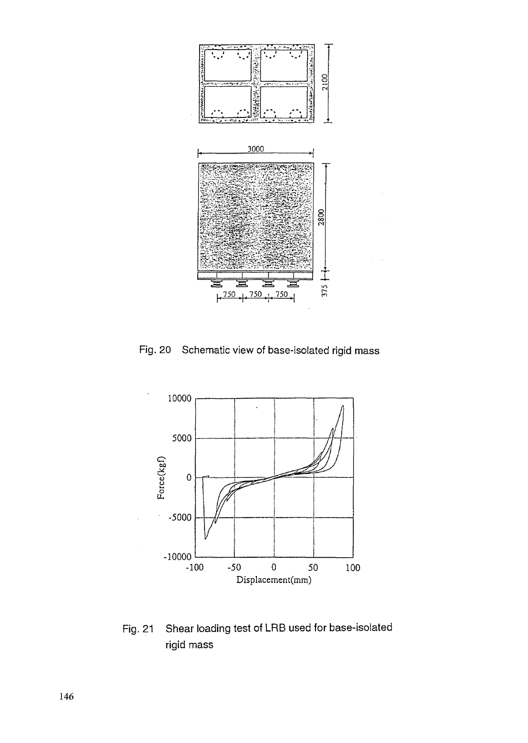Fig. 20 Schematic view of base-isolated rigid mass

Fig. 21 Shear loading test of LRB used for base-isolated rigid mass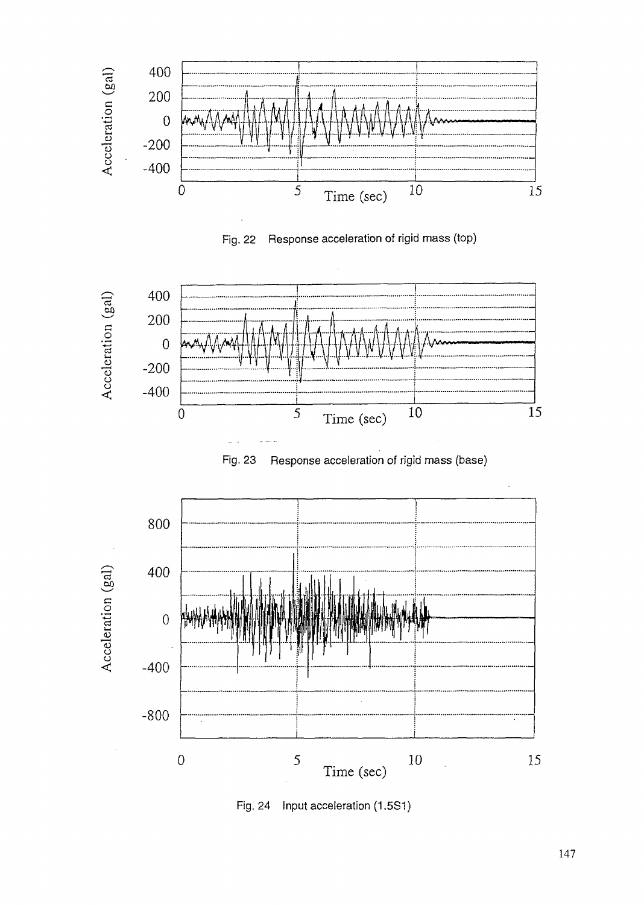Fig. 22 Response acceleration of rigid mass (top)

Fig. 23 Response acceleration of rigid mass (base)

Fig. 24 Input acceleration (1.5S1)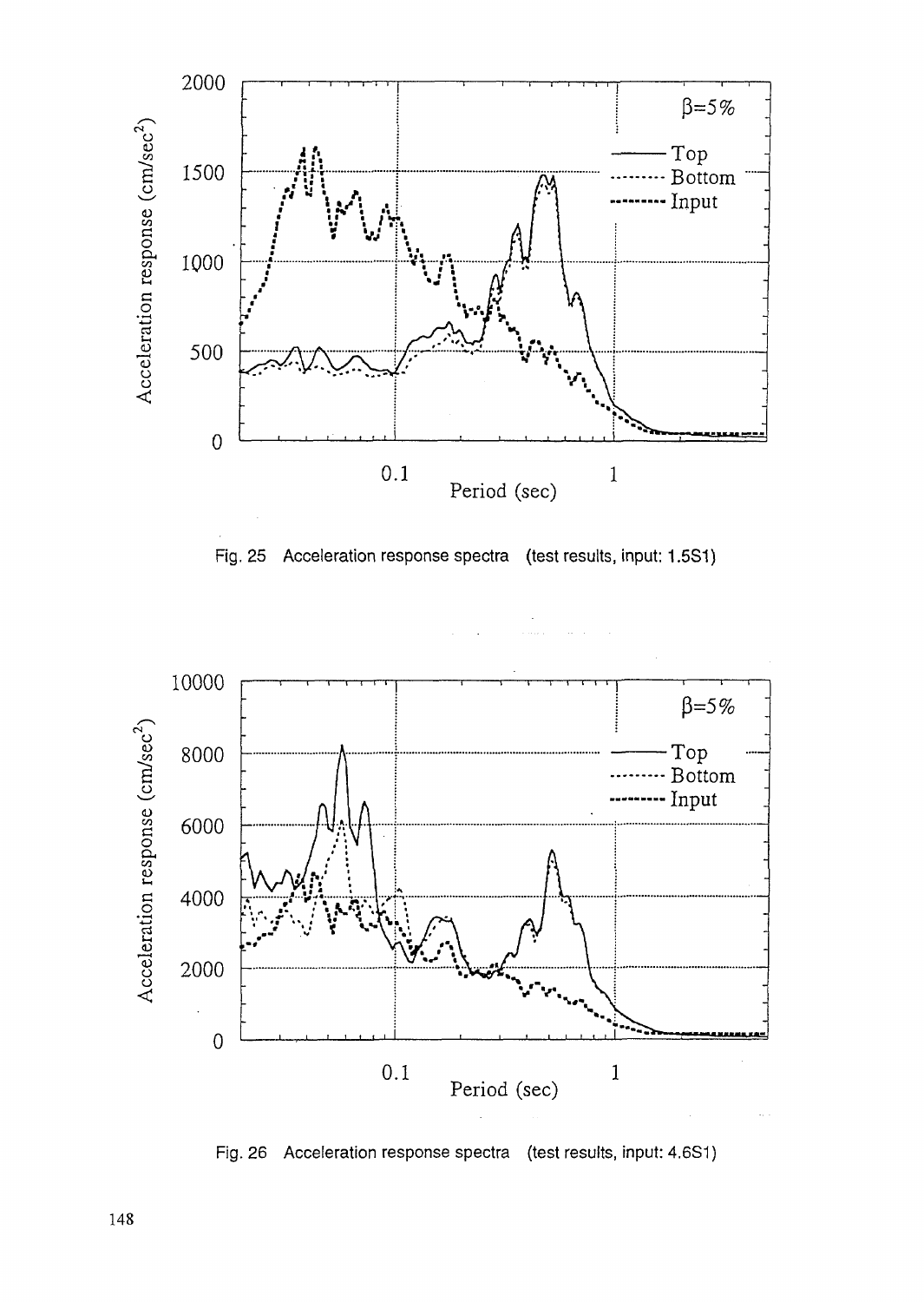Fig. 25 Acceleration response spectra (test results, input: 1.5S1)

Fig. 26 Acceleration response spectra (test results, input: 4.6S1)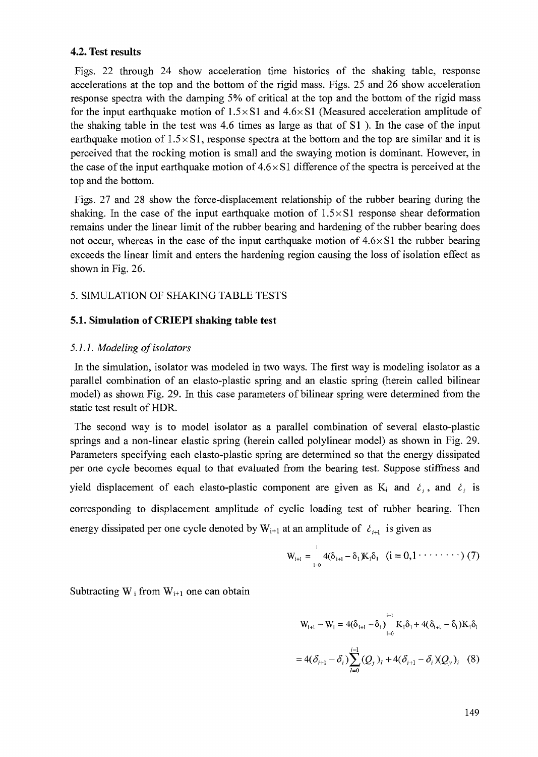### 4.2. Test results

Figs. 22 through 24 show acceleration time histories of the shaking table, response accelerations at the top and the bottom of the rigid mass. Figs. 25 and 26 show acceleration response spectra with the damping 5% of critical at the top and the bottom of the rigid mass for the input earthquake motion of 1.5×S1 and 4.6×S1 (Measured acceleration amplitude of the shaking table in the test was 4.6 times as large as that of S1 ). In the case of the input earthquake motion of 1.5×S1, response spectra at the bottom and the top are similar and it is perceived that the rocking motion is small and the swaying motion is dominant. However, in the case of the input earthquake motion of 4.6×S1 difference of the spectra is perceived at the top and the bottom.

Figs. 27 and 28 show the force-displacement relationship of the rubber bearing during the shaking. In the case of the input earthquake motion of 1.5×S1 response shear deformation remains under the linear limit of the rubber bearing and hardening of the rubber bearing does not occur, whereas in the case of the input earthquake motion of 4.6×S1 the rubber bearing exceeds the linear limit and enters the hardening region causing the loss of isolation effect as shown in Fig. 26.

## 5. SIMULATION OF SHAKING TABLE TESTS

### 5.1. Simulation of CRIEPI shaking table test

#### *5.1.1. Modeling of isolators*

In the simulation, isolator was modeled in two ways. The first way is modeling isolator as a parallel combination of an elasto-plastic spring and an elastic spring (herein called bilinear model) as shown Fig. 29. In this case parameters of bilinear spring were determined from the static test result of HDR.

The second way is to model isolator as a parallel combination of several elasto-plastic springs and a non-linear elastic spring (herein called polylinear model) as shown in Fig. 29. Parameters specifying each elasto-plastic spring are determined so that the energy dissipated per one cycle becomes equal to that evaluated from the bearing test. Suppose stiffness and yield displacement of each elasto-plastic component are given as $K_i$ and $\delta_i$, and $\delta_i$ is corresponding to displacement amplitude of cyclic loading test of rubber bearing. Then energy dissipated per one cycle denoted by $W_{i+1}$ at an amplitude of $\delta_{i+1}$ is given as

$$W_{i+1} = \sum_{l=0}^{i} 4(\delta_{i+1} - \delta_l)K_l\delta_l \quad (i = 0,1\cdots\cdots\cdots) \quad (7)$$

Subtracting $W_i$ from $W_{i+1}$ one can obtain

$$W_{i+1} - W_i = 4(\delta_{i+1} - \delta_i)\sum_{l=0}^{i-1} K_l\delta_l + 4(\delta_{i+1} - \delta_i)K_i\delta_i$$

$$= 4(\delta_{i+1} - \delta_i)\sum_{l=0}^{i-1}(Q_y)_l + 4(\delta_{i+1} - \delta_i)(Q_y)_i \quad (8)$$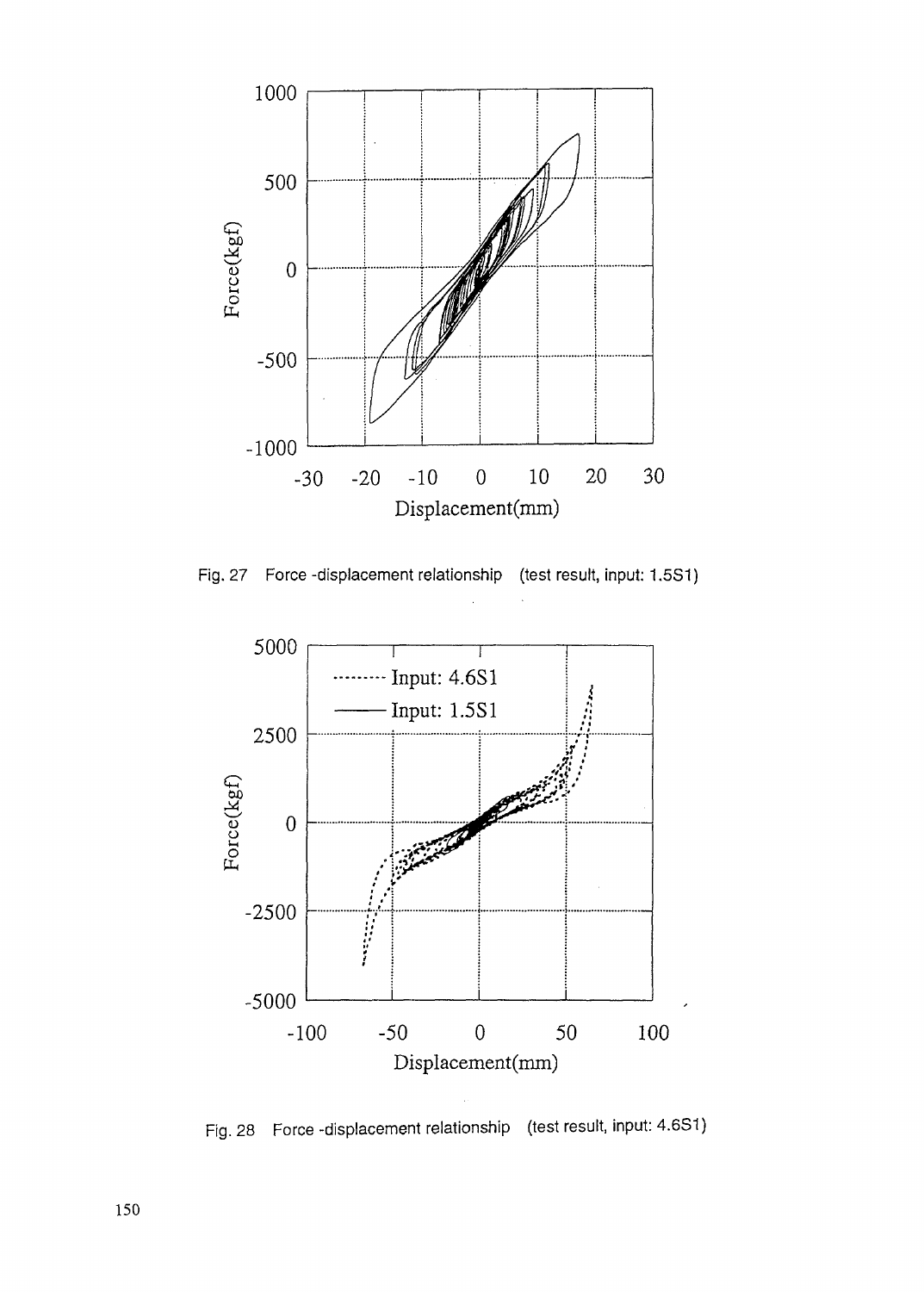Fig. 27 Force -displacement relationship (test result, input: 1.5S1)

Fig. 28 Force -displacement relationship (test result, input: 4.6S1)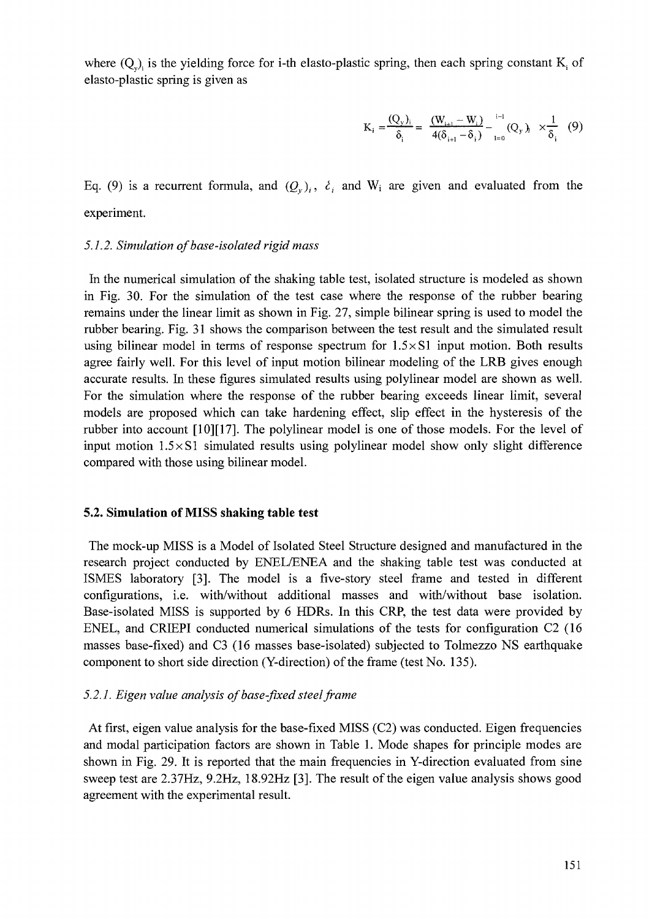where $(Q_y)_i$ is the yielding force for i-th elasto-plastic spring, then each spring constant $K_i$ of elasto-plastic spring is given as

$$K_i = \frac{(Q_y)_i}{\delta_i} = \frac{(W_{i+1} - W_i)}{4(\delta_{i+1} - \delta_i)} - \sum_{l=0}^{i-1} (Q_y)_l \times \frac{1}{\delta_i} \quad (9)$$

Eq. (9) is a recurrent formula, and $(Q_y)_i$, $\delta_i$ and $W_i$ are given and evaluated from the experiment.

### *5.1.2. Simulation of base-isolated rigid mass*

In the numerical simulation of the shaking table test, isolated structure is modeled as shown in Fig. 30. For the simulation of the test case where the response of the rubber bearing remains under the linear limit as shown in Fig. 27, simple bilinear spring is used to model the rubber bearing. Fig. 31 shows the comparison between the test result and the simulated result using bilinear model in terms of response spectrum for 1.5×S1 input motion. Both results agree fairly well. For this level of input motion bilinear modeling of the LRB gives enough accurate results. In these figures simulated results using polylinear model are shown as well. For the simulation where the response of the rubber bearing exceeds linear limit, several models are proposed which can take hardening effect, slip effect in the hysteresis of the rubber into account [10][17]. The polylinear model is one of those models. For the level of input motion 1.5×S1 simulated results using polylinear model show only slight difference compared with those using bilinear model.

## **5.2. Simulation of MISS shaking table test**

The mock-up MISS is a Model of Isolated Steel Structure designed and manufactured in the research project conducted by ENEL/ENEA and the shaking table test was conducted at ISMES laboratory [3]. The model is a five-story steel frame and tested in different configurations, i.e. with/without additional masses and with/without base isolation. Base-isolated MISS is supported by 6 HDRs. In this CRP, the test data were provided by ENEL, and CRIEPI conducted numerical simulations of the tests for configuration C2 (16 masses base-fixed) and C3 (16 masses base-isolated) subjected to Tolmezzo NS earthquake component to short side direction (Y-direction) of the frame (test No. 135).

### *5.2.1. Eigen value analysis of base-fixed steel frame*

At first, eigen value analysis for the base-fixed MISS (C2) was conducted. Eigen frequencies and modal participation factors are shown in Table 1. Mode shapes for principle modes are shown in Fig. 29. It is reported that the main frequencies in Y-direction evaluated from sine sweep test are 2.37Hz, 9.2Hz, 18.92Hz [3]. The result of the eigen value analysis shows good agreement with the experimental result.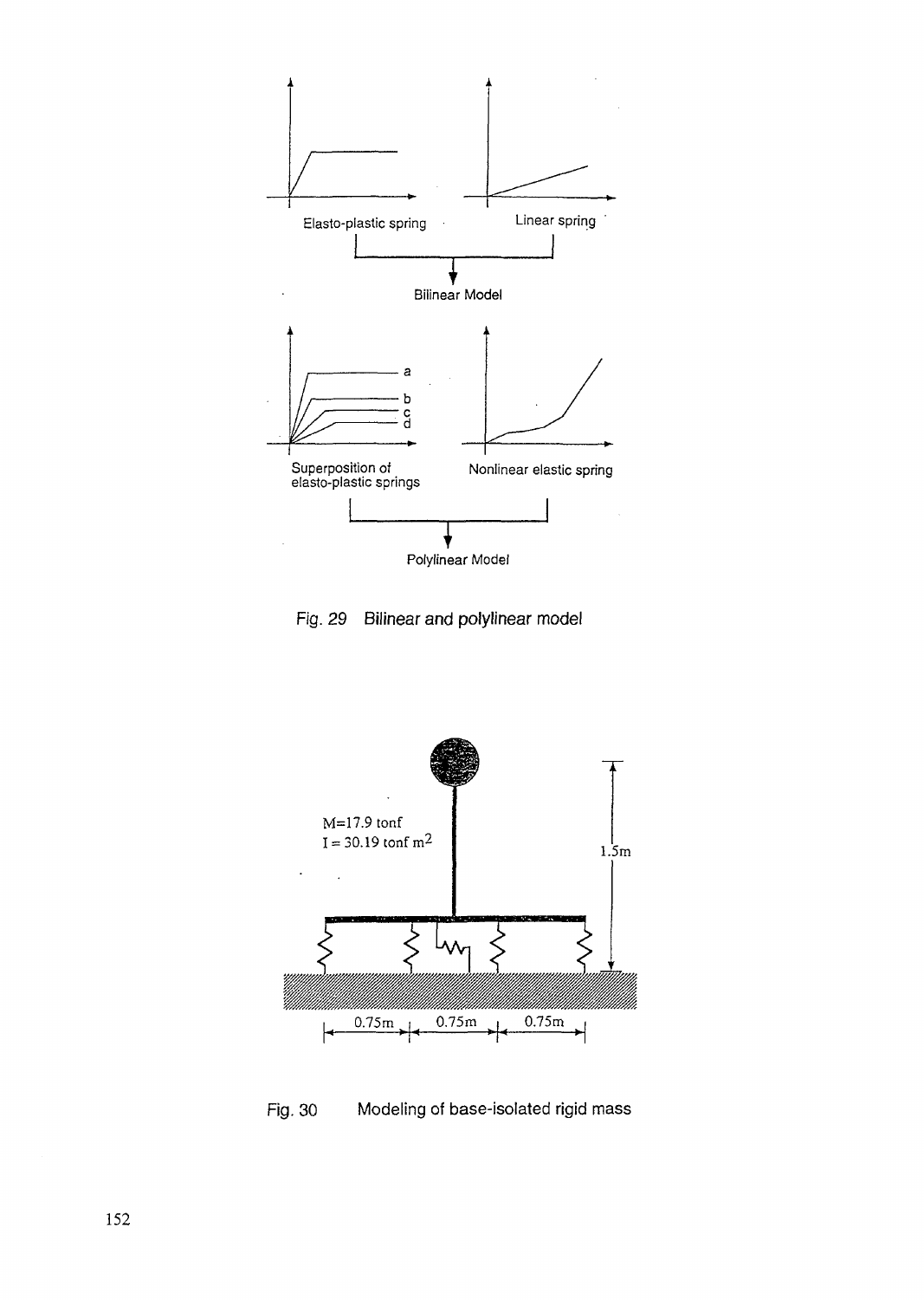Fig. 29 Bilinear and polylinear model

Fig. 30 Modeling of base-isolated rigid mass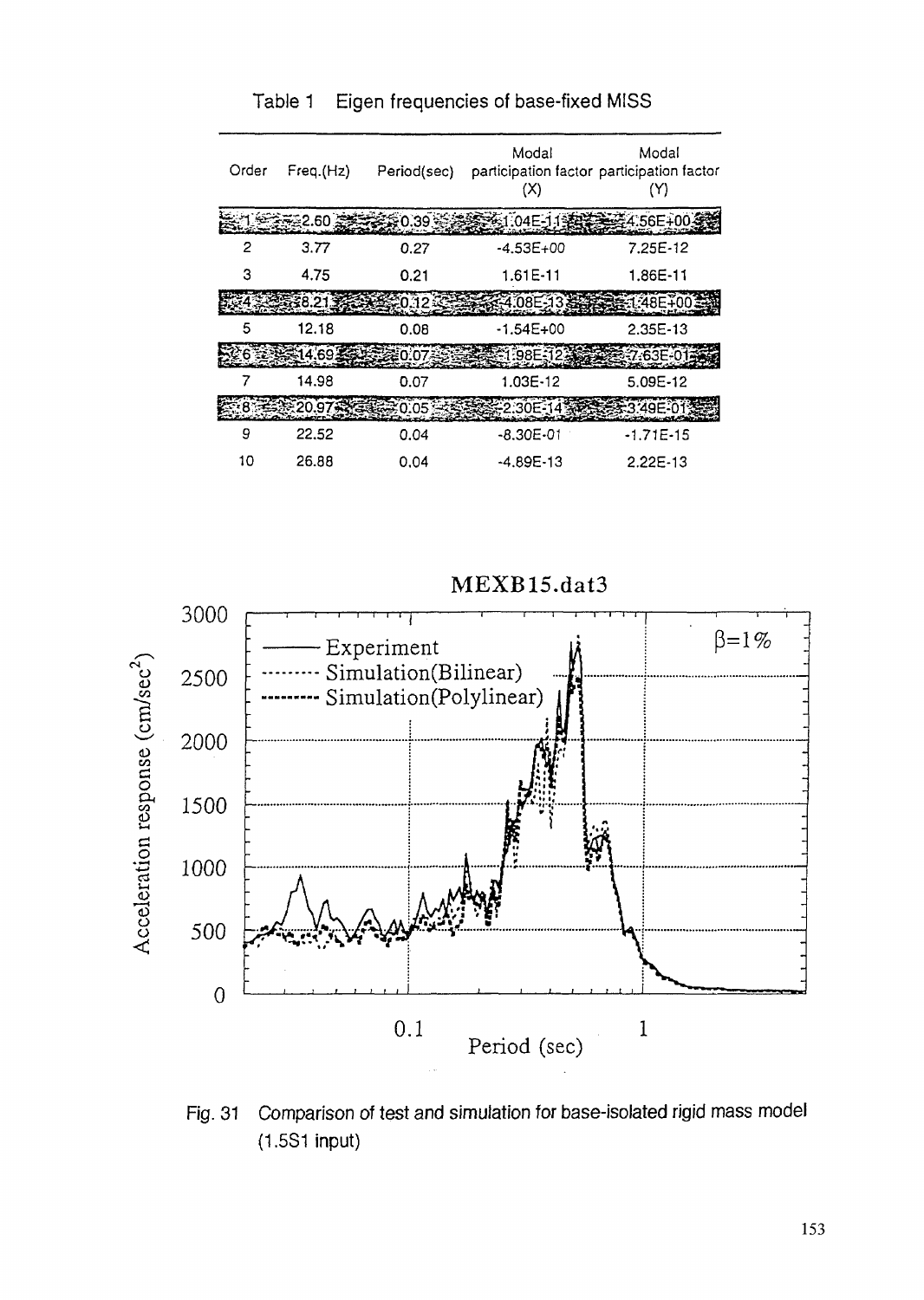Table 1 Eigen frequencies of base-fixed MISS

| Order | Freq.(Hz) | Period(sec) | Modal participation factor (X) | Modal participation factor (Y) |
|---|---|---|---|---|
| 1 | 2.60 | 0.39 | 1.04E-11 | 4.56E+00 |
| 2 | 3.77 | 0.27 | -4.53E+00 | 7.25E-12 |
| 3 | 4.75 | 0.21 | 1.61E-11 | 1.86E-11 |
| 4 | 8.21 | 0.12 | 4.08E-13 | 1.48E+00 |
| 5 | 12.18 | 0.08 | -1.54E+00 | 2.35E-13 |
| 6 | 14.69 | 0.07 | 1.98E-12 | 7.63E-01 |
| 7 | 14.98 | 0.07 | 1.03E-12 | 5.09E-12 |
| 8 | 20.97 | 0.05 | 2.30E-14 | 3.49E-01 |
| 9 | 22.52 | 0.04 | -8.30E-01 | -1.71E-15 |
| 10 | 26.88 | 0.04 | -4.89E-13 | 2.22E-13 |

Fig. 31 Comparison of test and simulation for base-isolated rigid mass model (1.5S1 input)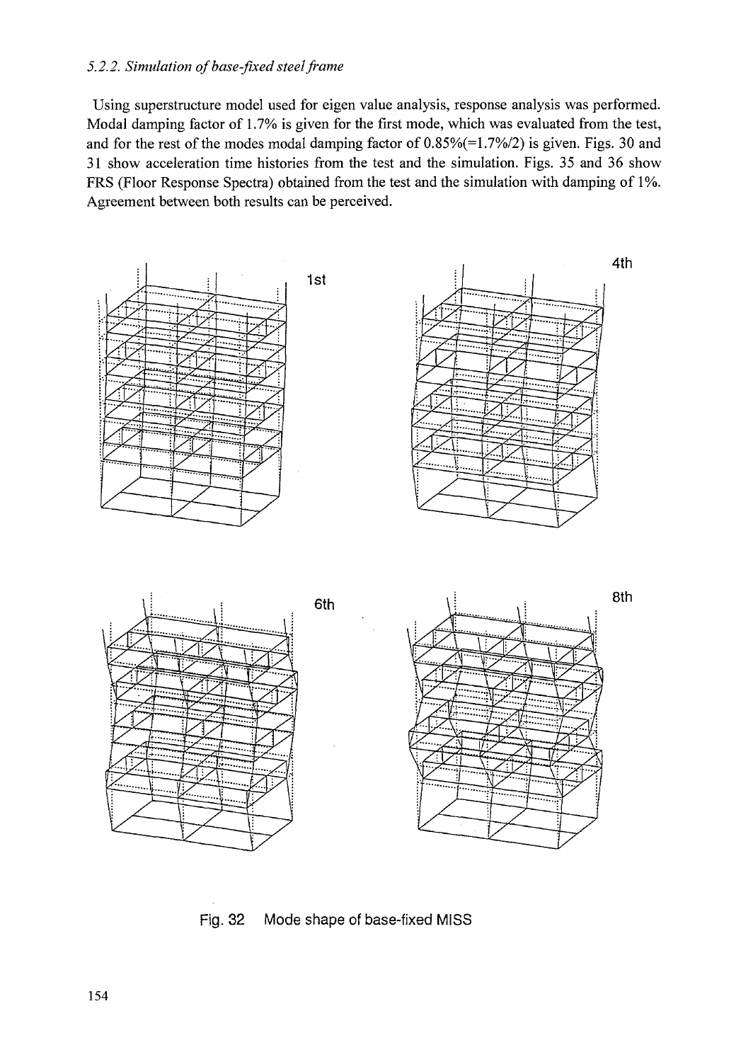### *5.2.2. Simulation of base-fixed steel frame*

Using superstructure model used for eigen value analysis, response analysis was performed. Modal damping factor of 1.7% is given for the first mode, which was evaluated from the test, and for the rest of the modes modal damping factor of 0.85%(=1.7%/2) is given. Figs. 30 and 31 show acceleration time histories from the test and the simulation. Figs. 35 and 36 show FRS (Floor Response Spectra) obtained from the test and the simulation with damping of 1%. Agreement between both results can be perceived.

1st

4th

6th

8th

Fig. 32 Mode shape of base-fixed MISS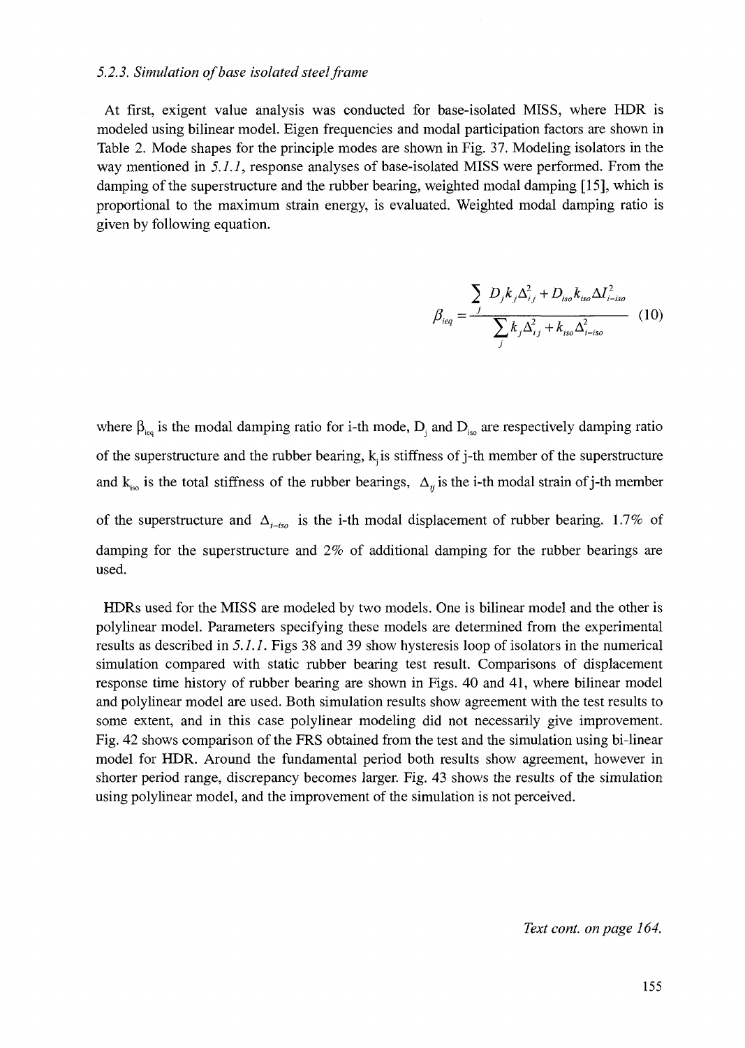### *5.2.3. Simulation of base isolated steel frame*

At first, exigent value analysis was conducted for base-isolated MISS, where HDR is modeled using bilinear model. Eigen frequencies and modal participation factors are shown in Table 2. Mode shapes for the principle modes are shown in Fig. 37. Modeling isolators in the way mentioned in *5.1.1*, response analyses of base-isolated MISS were performed. From the damping of the superstructure and the rubber bearing, weighted modal damping [15], which is proportional to the maximum strain energy, is evaluated. Weighted modal damping ratio is given by following equation.

$$\beta_{ieq} = \frac{\sum_j D_j k_j \Delta_{ij}^2 + D_{iso} k_{iso} \Delta I_{i-iso}^2}{\sum_j k_j \Delta_{ij}^2 + k_{iso} \Delta_{i-iso}^2} \quad (10)$$

where $\beta_{ieq}$ is the modal damping ratio for i-th mode, $D_j$ and $D_{iso}$ are respectively damping ratio of the superstructure and the rubber bearing, $k_j$ is stiffness of j-th member of the superstructure and $k_{iso}$ is the total stiffness of the rubber bearings, $\Delta_{ij}$ is the i-th modal strain of j-th member of the superstructure and $\Delta_{i-iso}$ is the i-th modal displacement of rubber bearing. 1.7% of damping for the superstructure and 2% of additional damping for the rubber bearings are used.

HDRs used for the MISS are modeled by two models. One is bilinear model and the other is polylinear model. Parameters specifying these models are determined from the experimental results as described in *5.1.1*. Figs 38 and 39 show hysteresis loop of isolators in the numerical simulation compared with static rubber bearing test result. Comparisons of displacement response time history of rubber bearing are shown in Figs. 40 and 41, where bilinear model and polylinear model are used. Both simulation results show agreement with the test results to some extent, and in this case polylinear modeling did not necessarily give improvement. Fig. 42 shows comparison of the FRS obtained from the test and the simulation using bi-linear model for HDR. Around the fundamental period both results show agreement, however in shorter period range, discrepancy becomes larger. Fig. 43 shows the results of the simulation using polylinear model, and the improvement of the simulation is not perceived.

*Text cont. on page 164.*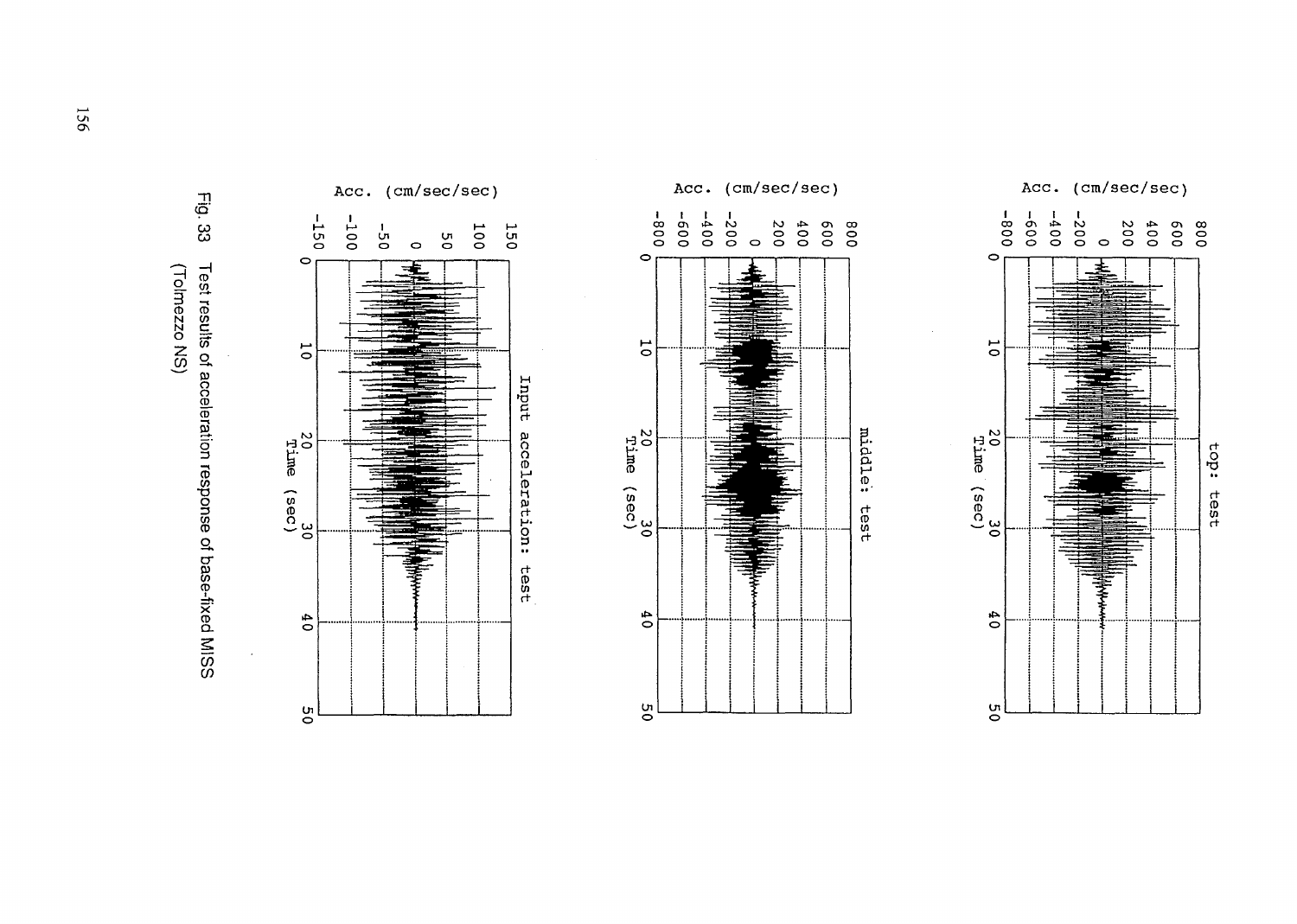Fig. 33 Test results of acceleration response of base-fixed MISS (Tolmezzo NS)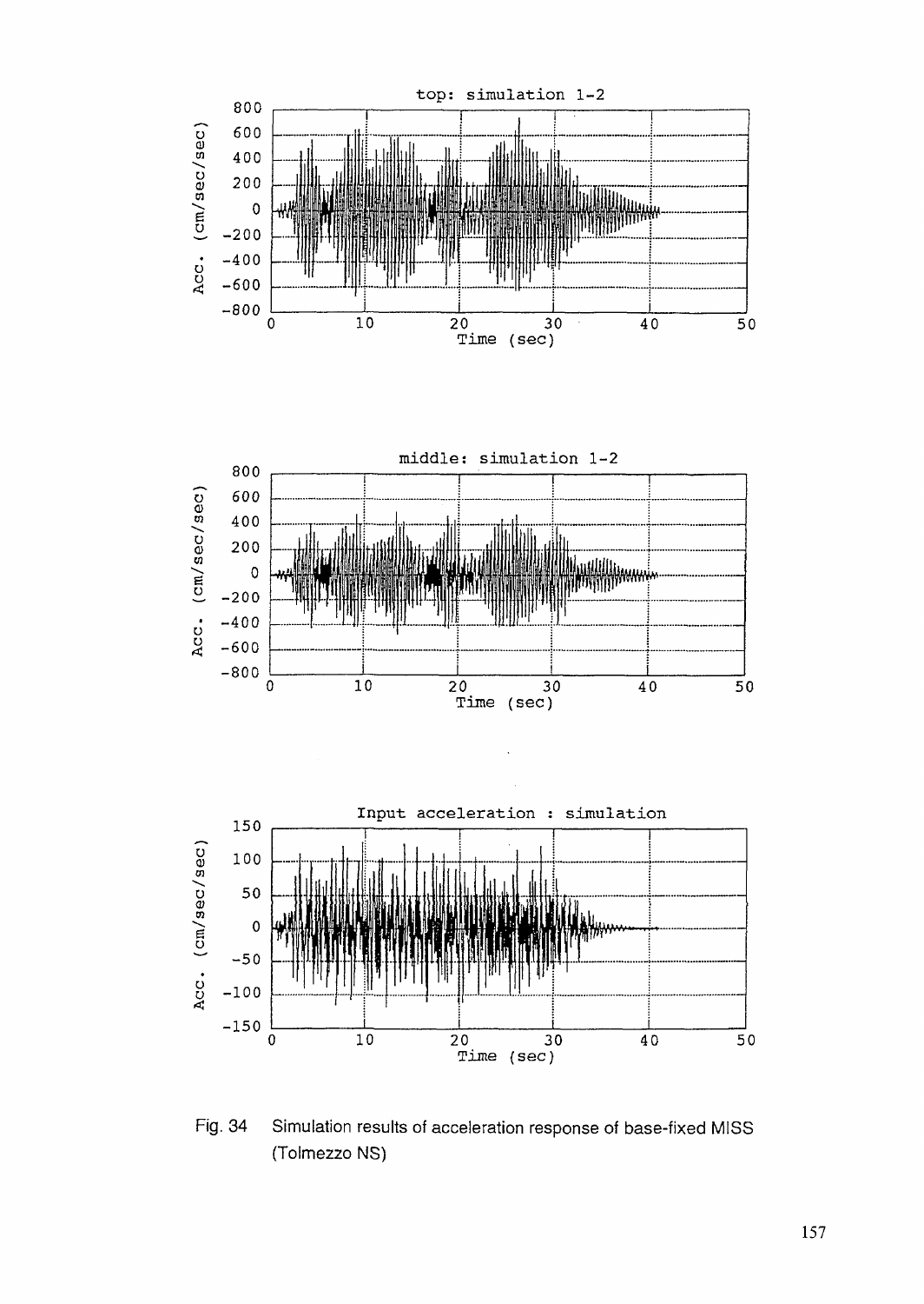Fig. 34 Simulation results of acceleration response of base-fixed MISS (Tolmezzo NS)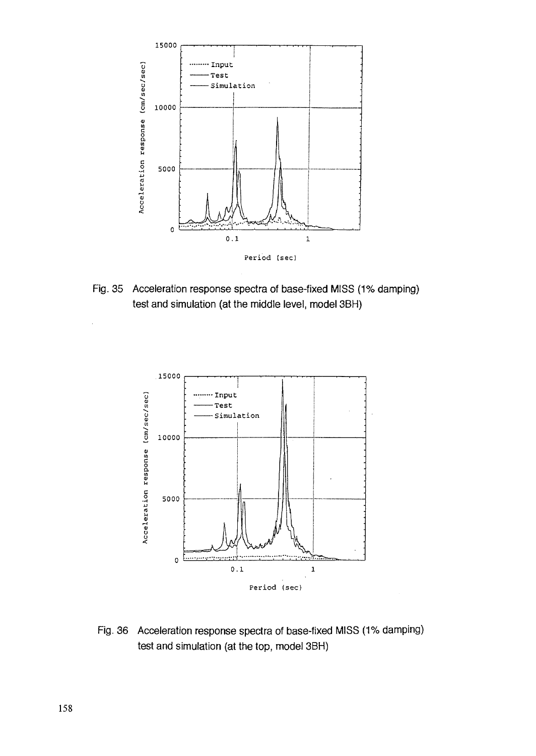Fig. 35 Acceleration response spectra of base-fixed MISS (1% damping) test and simulation (at the middle level, model 3BH)

Fig. 36 Acceleration response spectra of base-fixed MISS (1% damping) test and simulation (at the top, model 3BH)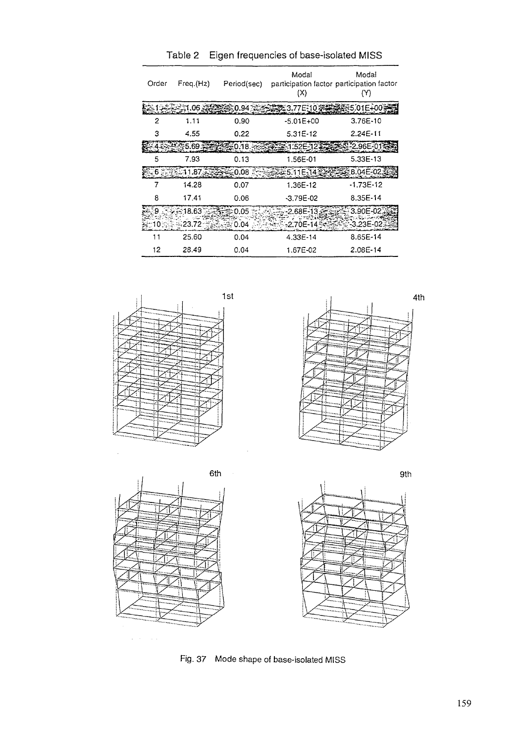Table 2　Eigen frequencies of base-isolated MISS

| Order | Freq.(Hz) | Period(sec) | Modal participation factor (X) | Modal participation factor (Y) |
|---|---|---|---|---|
| 1 | 1.06 | 0.94 | 3.77E-10 | 5.01E+00 |
| 2 | 1.11 | 0.90 | -5.01E+00 | 3.76E-10 |
| 3 | 4.55 | 0.22 | 5.31E-12 | 2.24E-11 |
| 4 | 5.69 | 0.18 | 1.52E-12 | 2.96E-01 |
| 5 | 7.93 | 0.13 | 1.56E-01 | 5.33E-13 |
| 6 | 11.87 | 0.08 | 5.11E-14 | 8.04E-02 |
| 7 | 14.28 | 0.07 | 1.36E-12 | -1.73E-12 |
| 8 | 17.41 | 0.06 | -3.79E-02 | 8.35E-14 |
| 9 | 18.63 | 0.05 | -2.68E-13 | 3.90E-02 |
| 10 | 23.72 | 0.04 | -2.70E-14 | -3.23E-02 |
| 11 | 25.60 | 0.04 | 4.33E-14 | 8.65E-14 |
| 12 | 28.49 | 0.04 | 1.67E-02 | 2.08E-14 |

Fig. 37　Mode shape of base-isolated MISS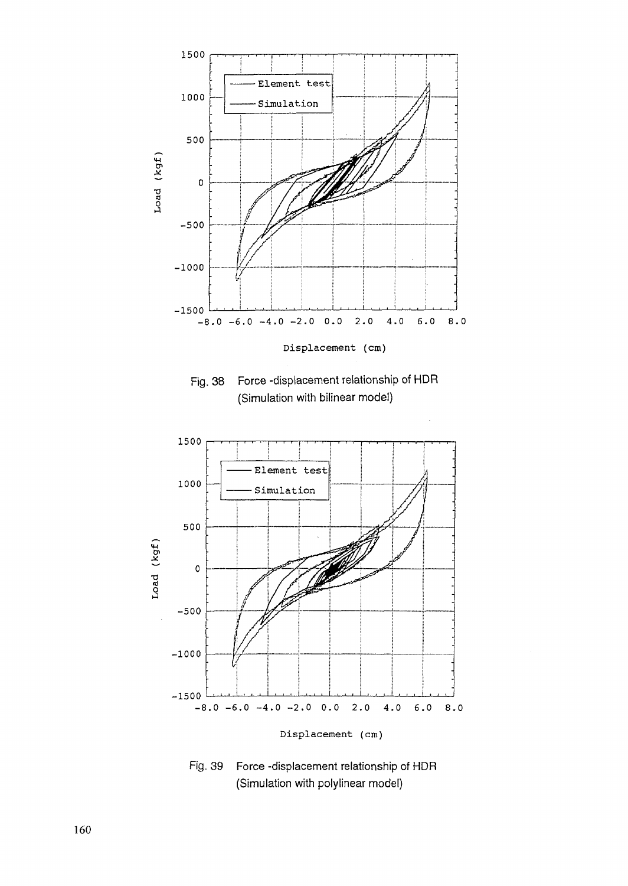Fig. 38 Force -displacement relationship of HDR (Simulation with bilinear model)

Fig. 39 Force -displacement relationship of HDR (Simulation with polylinear model)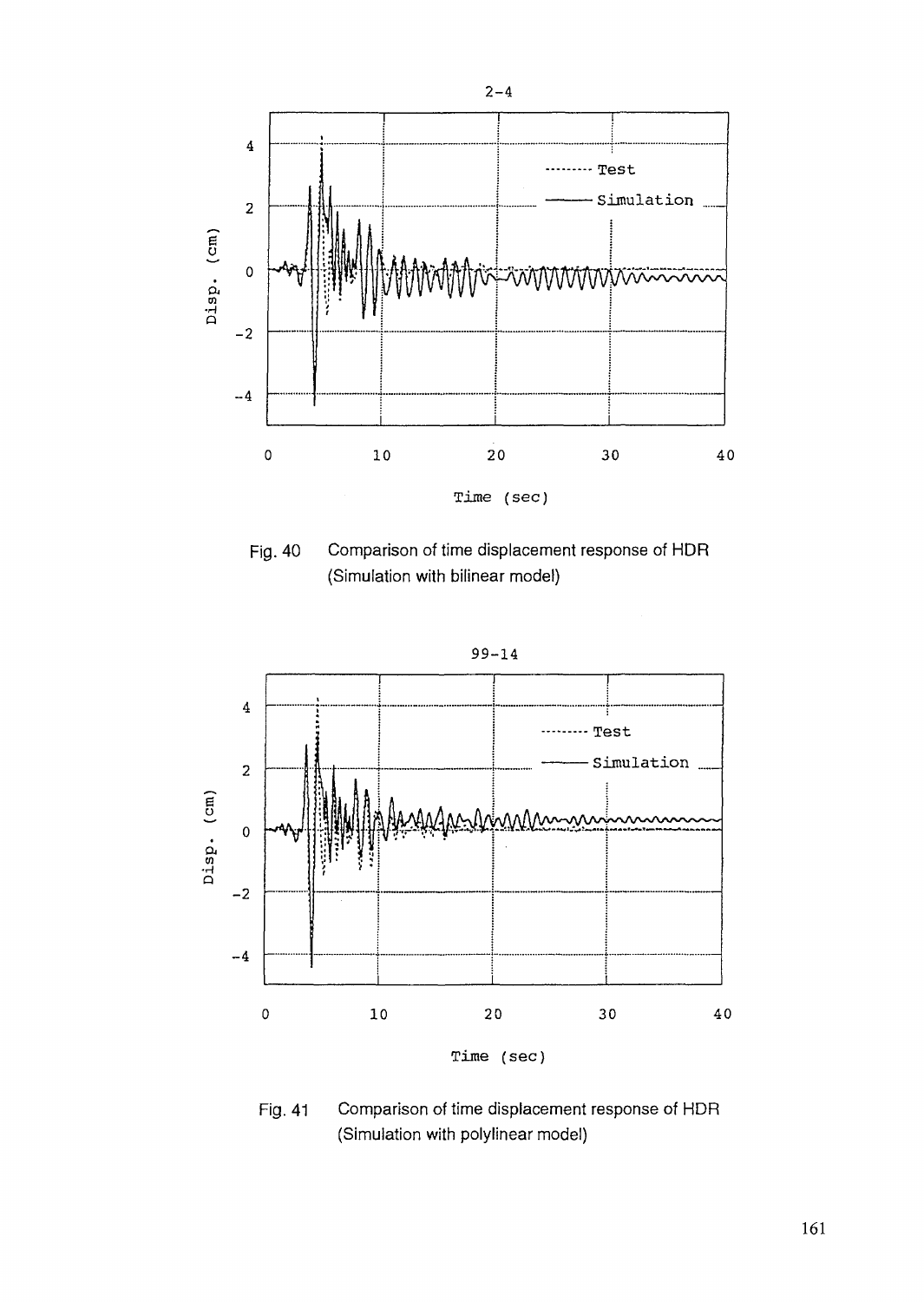2-4

Fig. 40 Comparison of time displacement response of HDR (Simulation with bilinear model)

99-14

Fig. 41 Comparison of time displacement response of HDR (Simulation with polylinear model)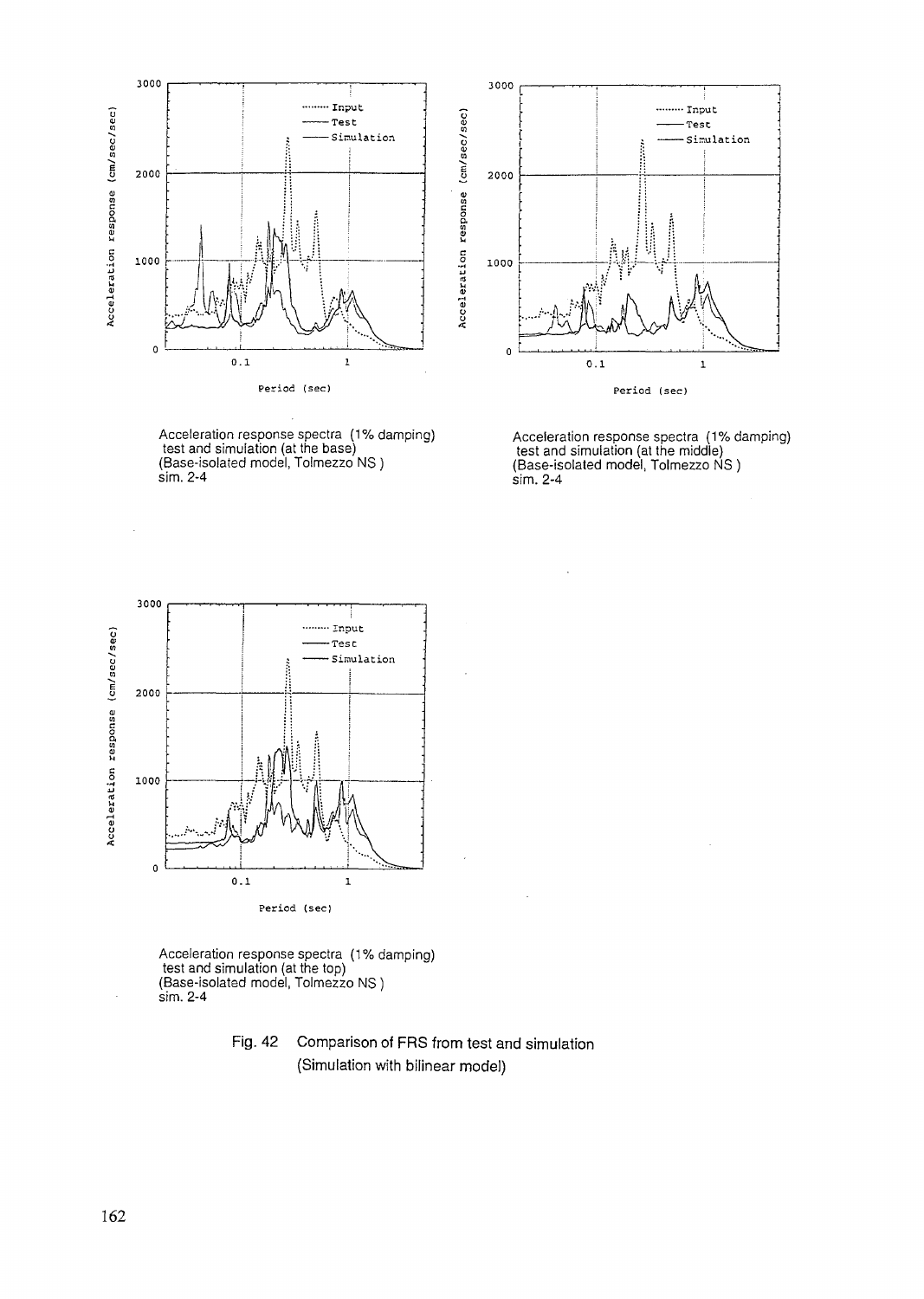Acceleration response spectra (1% damping)
test and simulation (at the base)
(Base-isolated model, Tolmezzo NS )
sim. 2-4

Acceleration response spectra (1% damping)
test and simulation (at the middle)
(Base-isolated model, Tolmezzo NS )
sim. 2-4

Acceleration response spectra (1% damping)
test and simulation (at the top)
(Base-isolated model, Tolmezzo NS )
sim. 2-4

Fig. 42 Comparison of FRS from test and simulation
(Simulation with bilinear model)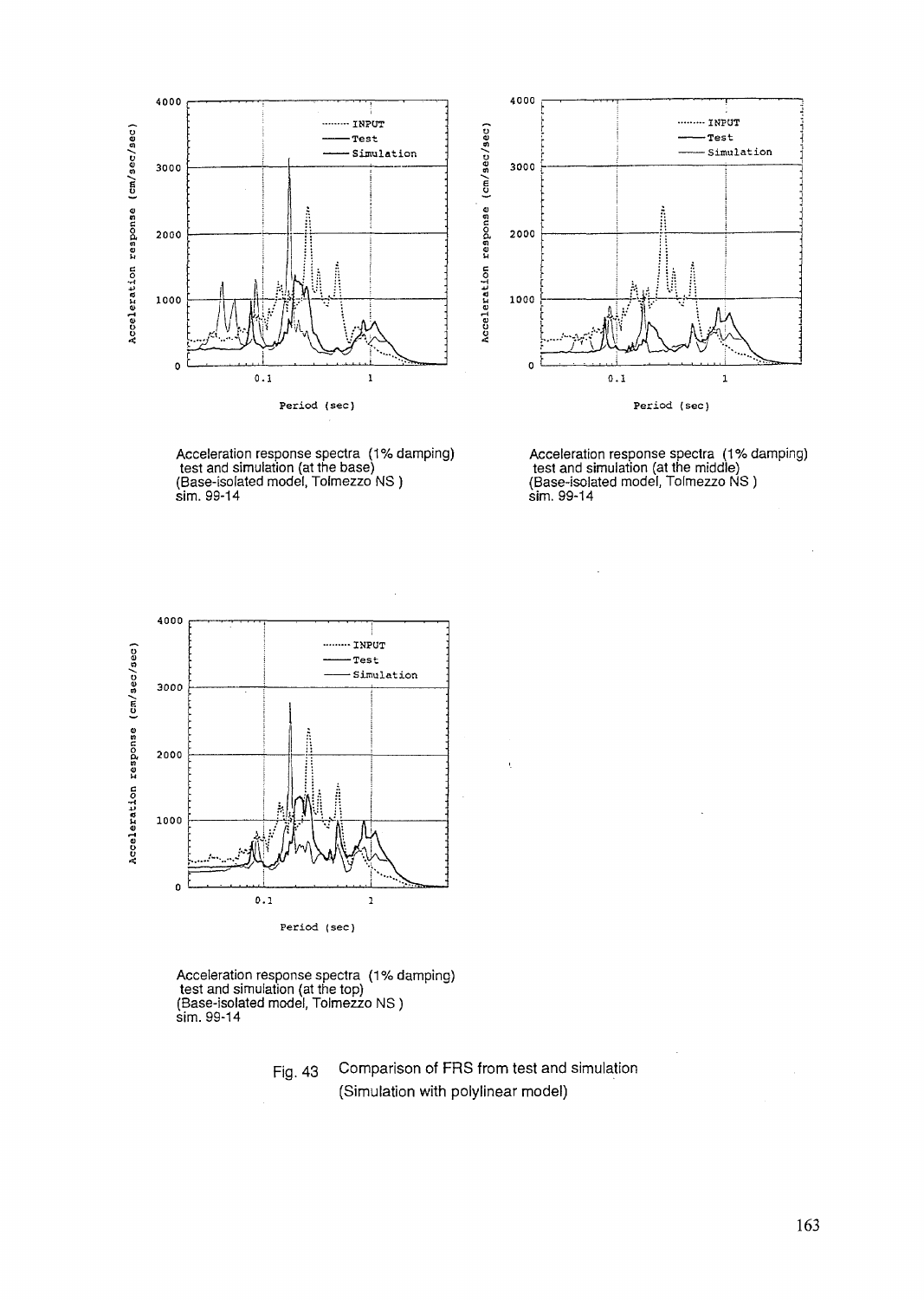Acceleration response spectra (1% damping)
test and simulation (at the base)
(Base-isolated model, Tolmezzo NS )
sim. 99-14

Acceleration response spectra (1% damping)
test and simulation (at the middle)
(Base-isolated model, Tolmezzo NS )
sim. 99-14

Acceleration response spectra (1% damping)
test and simulation (at the top)
(Base-isolated model, Tolmezzo NS )
sim. 99-14

Fig. 43 Comparison of FRS from test and simulation
(Simulation with polylinear model)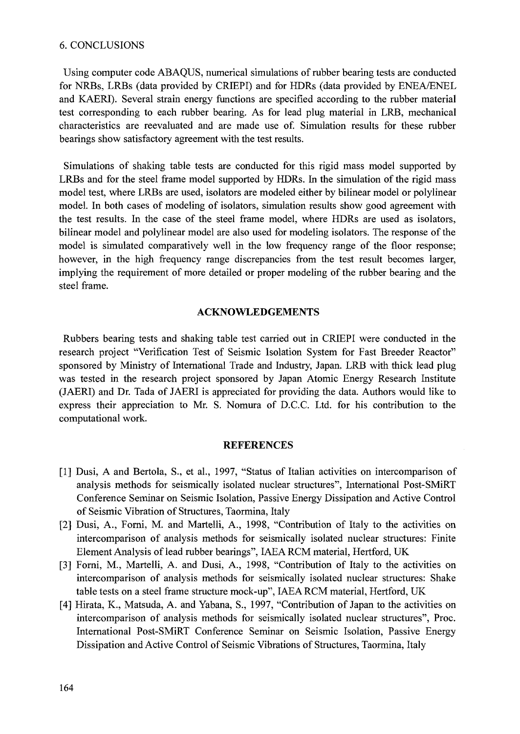## 6. CONCLUSIONS

Using computer code ABAQUS, numerical simulations of rubber bearing tests are conducted for NRBs, LRBs (data provided by CRIEPI) and for HDRs (data provided by ENEA/ENEL and KAERI). Several strain energy functions are specified according to the rubber material test corresponding to each rubber bearing. As for lead plug material in LRB, mechanical characteristics are reevaluated and are made use of. Simulation results for these rubber bearings show satisfactory agreement with the test results.

Simulations of shaking table tests are conducted for this rigid mass model supported by LRBs and for the steel frame model supported by HDRs. In the simulation of the rigid mass model test, where LRBs are used, isolators are modeled either by bilinear model or polylinear model. In both cases of modeling of isolators, simulation results show good agreement with the test results. In the case of the steel frame model, where HDRs are used as isolators, bilinear model and polylinear model are also used for modeling isolators. The response of the model is simulated comparatively well in the low frequency range of the floor response; however, in the high frequency range discrepancies from the test result becomes larger, implying the requirement of more detailed or proper modeling of the rubber bearing and the steel frame.

## ACKNOWLEDGEMENTS

Rubbers bearing tests and shaking table test carried out in CRIEPI were conducted in the research project "Verification Test of Seismic Isolation System for Fast Breeder Reactor" sponsored by Ministry of International Trade and Industry, Japan. LRB with thick lead plug was tested in the research project sponsored by Japan Atomic Energy Research Institute (JAERI) and Dr. Tada of JAERI is appreciated for providing the data. Authors would like to express their appreciation to Mr. S. Nomura of D.C.C. Ltd. for his contribution to the computational work.

## REFERENCES

[1] Dusi, A and Bertola, S., et al., 1997, "Status of Italian activities on intercomparison of analysis methods for seismically isolated nuclear structures", International Post-SMiRT Conference Seminar on Seismic Isolation, Passive Energy Dissipation and Active Control of Seismic Vibration of Structures, Taormina, Italy

[2] Dusi, A., Forni, M. and Martelli, A., 1998, "Contribution of Italy to the activities on intercomparison of analysis methods for seismically isolated nuclear structures: Finite Element Analysis of lead rubber bearings", IAEA RCM material, Hertford, UK

[3] Forni, M., Martelli, A. and Dusi, A., 1998, "Contribution of Italy to the activities on intercomparison of analysis methods for seismically isolated nuclear structures: Shake table tests on a steel frame structure mock-up", IAEA RCM material, Hertford, UK

[4] Hirata, K., Matsuda, A. and Yabana, S., 1997, "Contribution of Japan to the activities on intercomparison of analysis methods for seismically isolated nuclear structures", Proc. International Post-SMiRT Conference Seminar on Seismic Isolation, Passive Energy Dissipation and Active Control of Seismic Vibrations of Structures, Taormina, Italy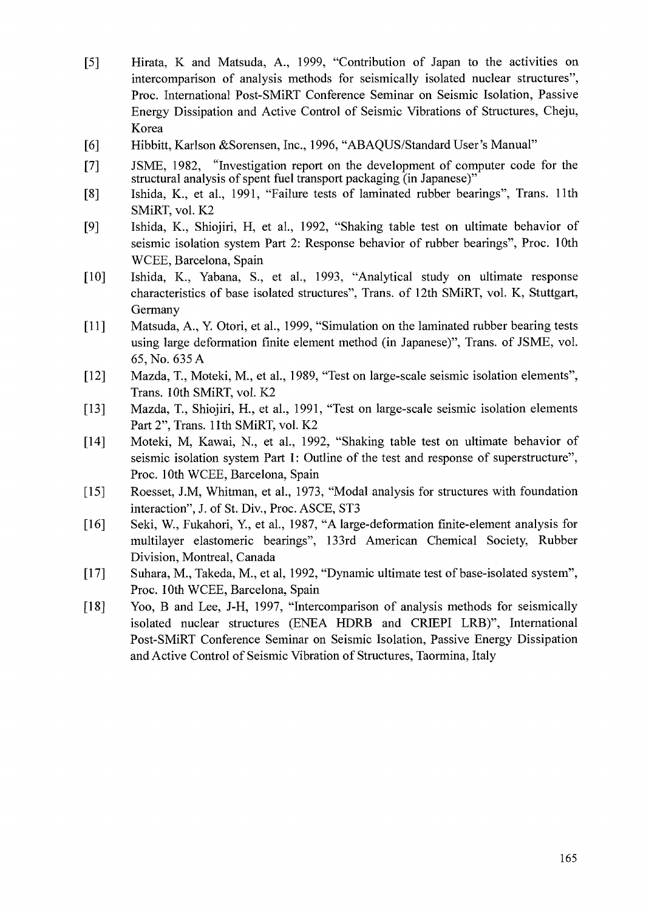[5] Hirata, K and Matsuda, A., 1999, "Contribution of Japan to the activities on intercomparison of analysis methods for seismically isolated nuclear structures", Proc. International Post-SMiRT Conference Seminar on Seismic Isolation, Passive Energy Dissipation and Active Control of Seismic Vibrations of Structures, Cheju, Korea

[6] Hibbitt, Karlson &Sorensen, Inc., 1996, "ABAQUS/Standard User's Manual"

[7] JSME, 1982, "Investigation report on the development of computer code for the structural analysis of spent fuel transport packaging (in Japanese)"

[8] Ishida, K., et al., 1991, "Failure tests of laminated rubber bearings", Trans. 11th SMiRT, vol. K2

[9] Ishida, K., Shiojiri, H, et al., 1992, "Shaking table test on ultimate behavior of seismic isolation system Part 2: Response behavior of rubber bearings", Proc. 10th WCEE, Barcelona, Spain

[10] Ishida, K., Yabana, S., et al., 1993, "Analytical study on ultimate response characteristics of base isolated structures", Trans. of 12th SMiRT, vol. K, Stuttgart, Germany

[11] Matsuda, A., Y. Otori, et al., 1999, "Simulation on the laminated rubber bearing tests using large deformation finite element method (in Japanese)", Trans. of JSME, vol. 65, No. 635 A

[12] Mazda, T., Moteki, M., et al., 1989, "Test on large-scale seismic isolation elements", Trans. 10th SMiRT, vol. K2

[13] Mazda, T., Shiojiri, H., et al., 1991, "Test on large-scale seismic isolation elements Part 2", Trans. 11th SMiRT, vol. K2

[14] Moteki, M, Kawai, N., et al., 1992, "Shaking table test on ultimate behavior of seismic isolation system Part 1: Outline of the test and response of superstructure", Proc. 10th WCEE, Barcelona, Spain

[15] Roesset, J.M, Whitman, et al., 1973, "Modal analysis for structures with foundation interaction", J. of St. Div., Proc. ASCE, ST3

[16] Seki, W., Fukahori, Y., et al., 1987, "A large-deformation finite-element analysis for multilayer elastomeric bearings", 133rd American Chemical Society, Rubber Division, Montreal, Canada

[17] Suhara, M., Takeda, M., et al, 1992, "Dynamic ultimate test of base-isolated system", Proc. 10th WCEE, Barcelona, Spain

[18] Yoo, B and Lee, J-H, 1997, "Intercomparison of analysis methods for seismically isolated nuclear structures (ENEA HDRB and CRIEPI LRB)", International Post-SMiRT Conference Seminar on Seismic Isolation, Passive Energy Dissipation and Active Control of Seismic Vibration of Structures, Taormina, Italy